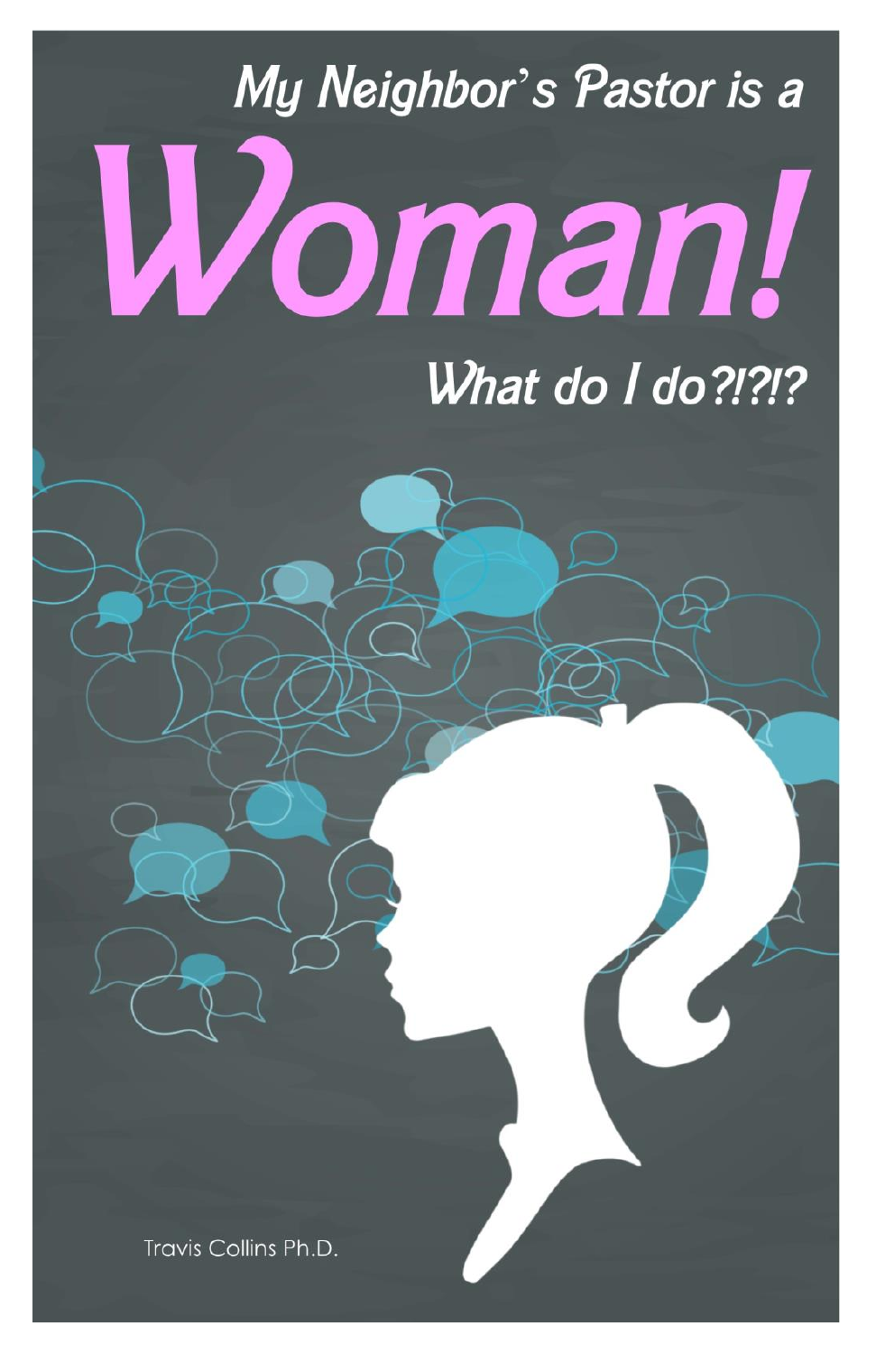# My Neighbor's Pastor is a Woman!

## What do I do?!?!?

Travis Collins Ph.D.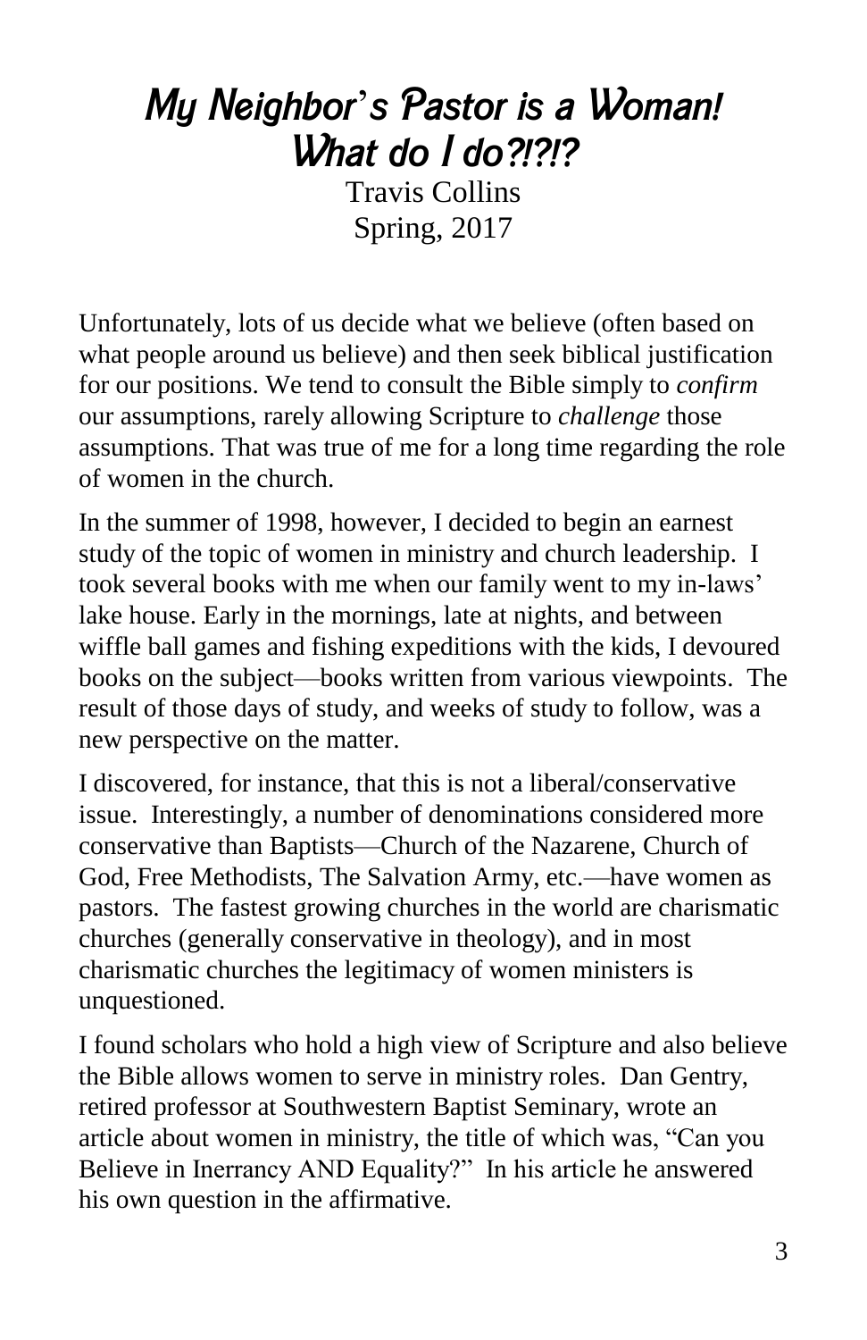# *My Neighbor's Pastor is a Woman! What do I do?!?!?*

Travis Collins

Spring, 2017

Unfortunately, lots of us decide what we believe (often based on what people around us believe) and then seek biblical justification for our positions. We tend to consult the Bible simply to *confirm* our assumptions, rarely allowing Scripture to *challenge* those assumptions. That was true of me for a long time regarding the role of women in the church.

In the summer of 1998, however, I decided to begin an earnest study of the topic of women in ministry and church leadership. I took several books with me when our family went to my in-laws' lake house. Early in the mornings, late at nights, and between wiffle ball games and fishing expeditions with the kids, I devoured books on the subject—books written from various viewpoints. The result of those days of study, and weeks of study to follow, was a new perspective on the matter.

I discovered, for instance, that this is not a liberal/conservative issue. Interestingly, a number of denominations considered more conservative than Baptists—Church of the Nazarene, Church of God, Free Methodists, The Salvation Army, etc.—have women as pastors. The fastest growing churches in the world are charismatic churches (generally conservative in theology), and in most charismatic churches the legitimacy of women ministers is unquestioned.

I found scholars who hold a high view of Scripture and also believe the Bible allows women to serve in ministry roles. Dan Gentry, retired professor at Southwestern Baptist Seminary, wrote an article about women in ministry, the title of which was, "Can you Believe in Inerrancy AND Equality?" In his article he answered his own question in the affirmative.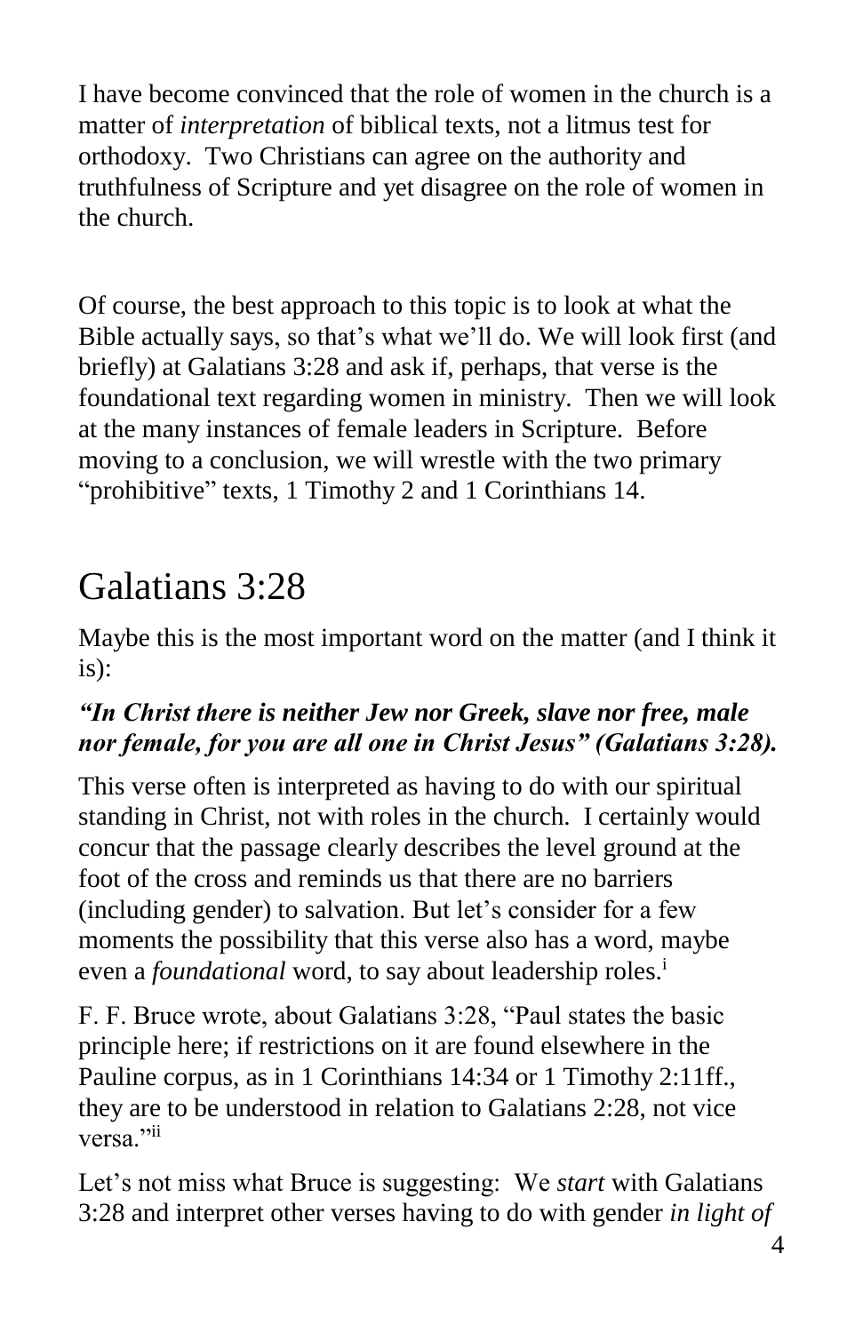I have become convinced that the role of women in the church is a matter of *interpretation* of biblical texts, not a litmus test for orthodoxy. Two Christians can agree on the authority and truthfulness of Scripture and yet disagree on the role of women in the church.

Of course, the best approach to this topic is to look at what the Bible actually says, so that's what we'll do. We will look first (and briefly) at Galatians 3:28 and ask if, perhaps, that verse is the foundational text regarding women in ministry. Then we will look at the many instances of female leaders in Scripture. Before moving to a conclusion, we will wrestle with the two primary "prohibitive" texts, 1 Timothy 2 and 1 Corinthians 14.

# Galatians 3:28

Maybe this is the most important word on the matter (and I think it is):

***"In Christ there is neither Jew nor Greek, slave nor free, male nor female, for you are all one in Christ Jesus" (Galatians 3:28).***

This verse often is interpreted as having to do with our spiritual standing in Christ, not with roles in the church. I certainly would concur that the passage clearly describes the level ground at the foot of the cross and reminds us that there are no barriers (including gender) to salvation. But let's consider for a few moments the possibility that this verse also has a word, maybe even a *foundational* word, to say about leadership roles.[i]

F. F. Bruce wrote, about Galatians 3:28, "Paul states the basic principle here; if restrictions on it are found elsewhere in the Pauline corpus, as in 1 Corinthians 14:34 or 1 Timothy 2:11ff., they are to be understood in relation to Galatians 2:28, not vice versa."[ii]

Let's not miss what Bruce is suggesting: We *start* with Galatians 3:28 and interpret other verses having to do with gender *in light of*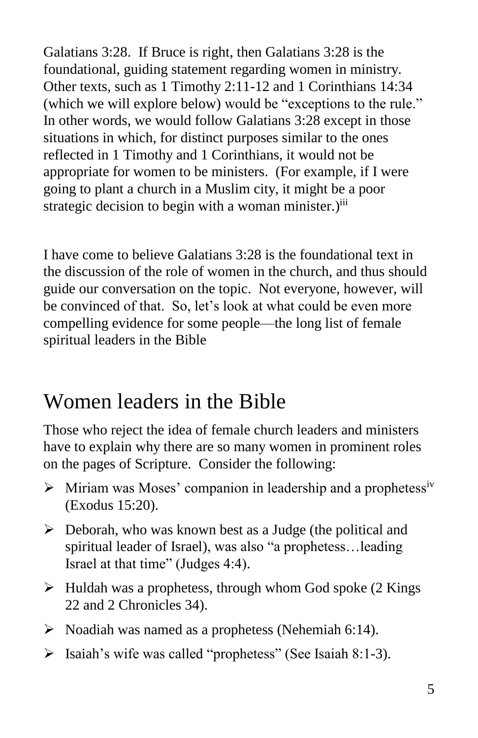Galatians 3:28. If Bruce is right, then Galatians 3:28 is the foundational, guiding statement regarding women in ministry. Other texts, such as 1 Timothy 2:11-12 and 1 Corinthians 14:34 (which we will explore below) would be "exceptions to the rule." In other words, we would follow Galatians 3:28 except in those situations in which, for distinct purposes similar to the ones reflected in 1 Timothy and 1 Corinthians, it would not be appropriate for women to be ministers. (For example, if I were going to plant a church in a Muslim city, it might be a poor strategic decision to begin with a woman minister.)[iii]

I have come to believe Galatians 3:28 is the foundational text in the discussion of the role of women in the church, and thus should guide our conversation on the topic. Not everyone, however, will be convinced of that. So, let's look at what could be even more compelling evidence for some people—the long list of female spiritual leaders in the Bible

# Women leaders in the Bible

Those who reject the idea of female church leaders and ministers have to explain why there are so many women in prominent roles on the pages of Scripture. Consider the following:

- Miriam was Moses' companion in leadership and a prophetess[iv] (Exodus 15:20).
- Deborah, who was known best as a Judge (the political and spiritual leader of Israel), was also "a prophetess…leading Israel at that time" (Judges 4:4).
- Huldah was a prophetess, through whom God spoke (2 Kings 22 and 2 Chronicles 34).
- Noadiah was named as a prophetess (Nehemiah 6:14).
- Isaiah's wife was called "prophetess" (See Isaiah 8:1-3).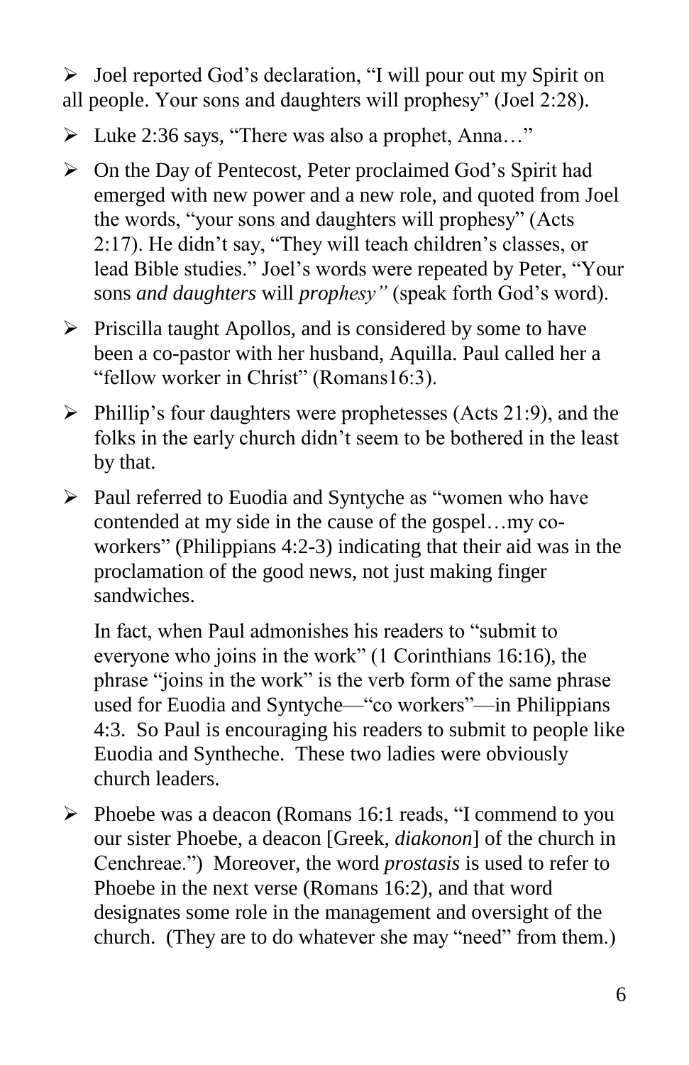- Joel reported God's declaration, "I will pour out my Spirit on all people. Your sons and daughters will prophesy" (Joel 2:28).
- Luke 2:36 says, "There was also a prophet, Anna…"
- On the Day of Pentecost, Peter proclaimed God's Spirit had emerged with new power and a new role, and quoted from Joel the words, "your sons and daughters will prophesy" (Acts 2:17). He didn't say, "They will teach children's classes, or lead Bible studies." Joel's words were repeated by Peter, "Your sons *and daughters* will *prophesy"* (speak forth God's word).
- Priscilla taught Apollos, and is considered by some to have been a co-pastor with her husband, Aquilla. Paul called her a "fellow worker in Christ" (Romans16:3).
- Phillip's four daughters were prophetesses (Acts 21:9), and the folks in the early church didn't seem to be bothered in the least by that.
- Paul referred to Euodia and Syntyche as "women who have contended at my side in the cause of the gospel…my co-workers" (Philippians 4:2-3) indicating that their aid was in the proclamation of the good news, not just making finger sandwiches.

  In fact, when Paul admonishes his readers to "submit to everyone who joins in the work" (1 Corinthians 16:16), the phrase "joins in the work" is the verb form of the same phrase used for Euodia and Syntyche—"co workers"—in Philippians 4:3. So Paul is encouraging his readers to submit to people like Euodia and Syntheche. These two ladies were obviously church leaders.
- Phoebe was a deacon (Romans 16:1 reads, "I commend to you our sister Phoebe, a deacon [Greek, *diakonon*] of the church in Cenchreae.") Moreover, the word *prostasis* is used to refer to Phoebe in the next verse (Romans 16:2), and that word designates some role in the management and oversight of the church. (They are to do whatever she may "need" from them.)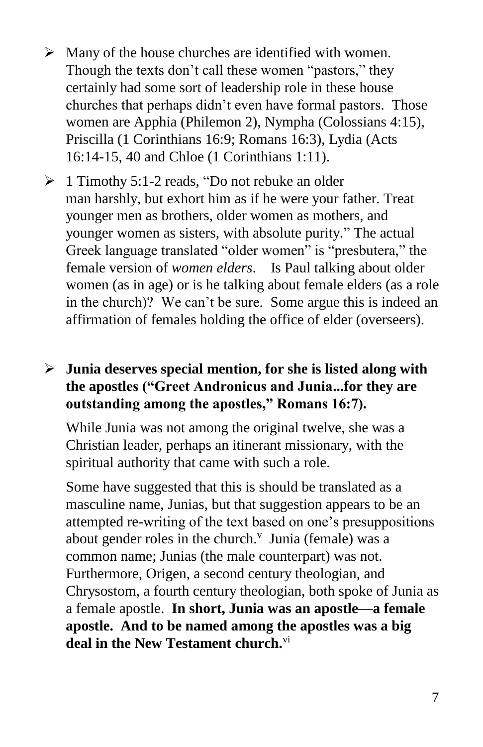- Many of the house churches are identified with women. Though the texts don't call these women "pastors," they certainly had some sort of leadership role in these house churches that perhaps didn't even have formal pastors. Those women are Apphia (Philemon 2), Nympha (Colossians 4:15), Priscilla (1 Corinthians 16:9; Romans 16:3), Lydia (Acts 16:14-15, 40 and Chloe (1 Corinthians 1:11).

- 1 Timothy 5:1-2 reads, "Do not rebuke an older man harshly, but exhort him as if he were your father. Treat younger men as brothers, older women as mothers, and younger women as sisters, with absolute purity." The actual Greek language translated "older women" is "presbutera," the female version of *women elders*. Is Paul talking about older women (as in age) or is he talking about female elders (as a role in the church)? We can't be sure. Some argue this is indeed an affirmation of females holding the office of elder (overseers).

- **Junia deserves special mention, for she is listed along with the apostles ("Greet Andronicus and Junia...for they are outstanding among the apostles," Romans 16:7).**

  While Junia was not among the original twelve, she was a Christian leader, perhaps an itinerant missionary, with the spiritual authority that came with such a role.

  Some have suggested that this is should be translated as a masculine name, Junias, but that suggestion appears to be an attempted re-writing of the text based on one's presuppositions about gender roles in the church.[v] Junia (female) was a common name; Junias (the male counterpart) was not. Furthermore, Origen, a second century theologian, and Chrysostom, a fourth century theologian, both spoke of Junia as a female apostle. **In short, Junia was an apostle—a female apostle. And to be named among the apostles was a big deal in the New Testament church.**[vi]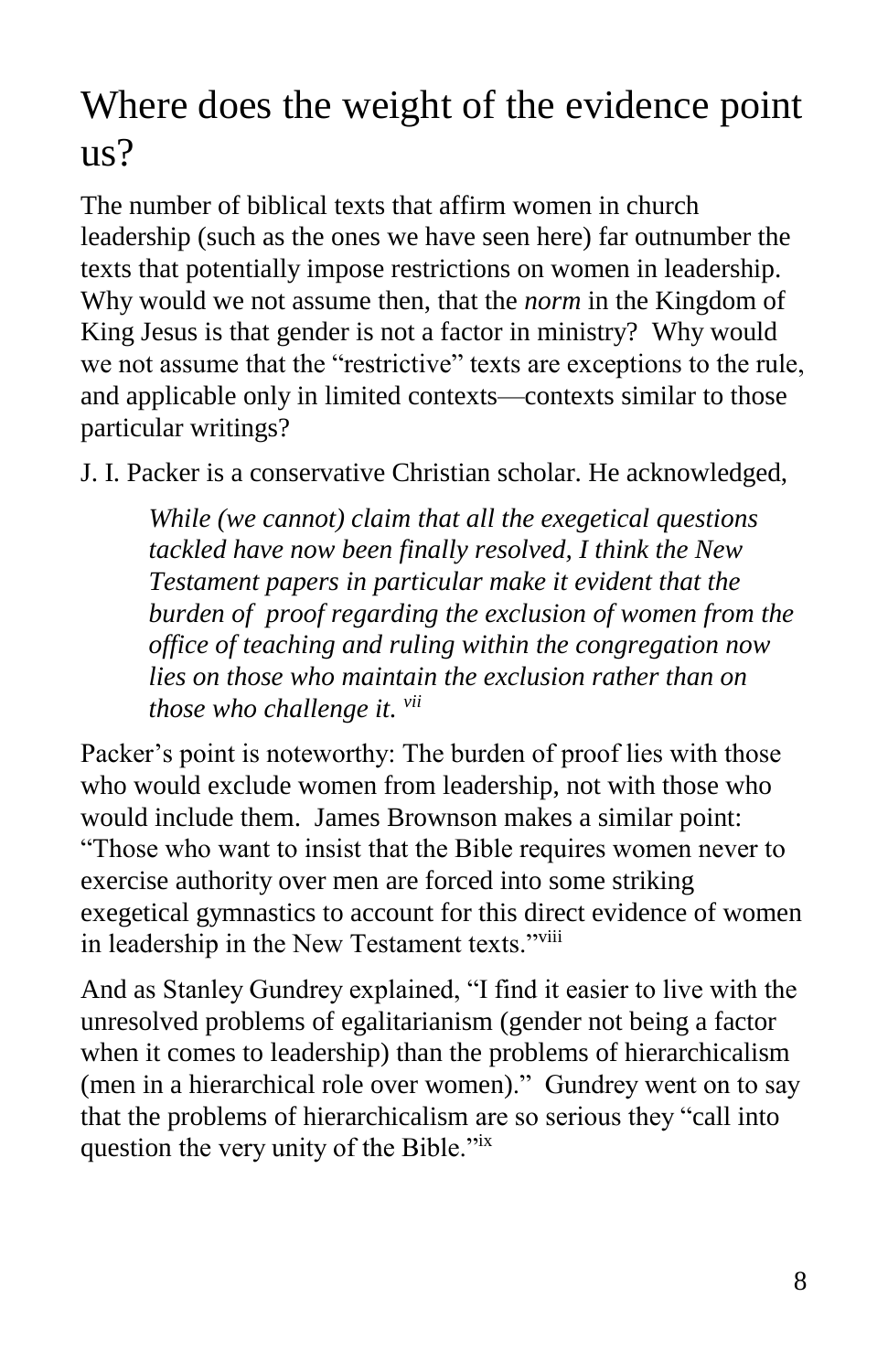# Where does the weight of the evidence point us?

The number of biblical texts that affirm women in church leadership (such as the ones we have seen here) far outnumber the texts that potentially impose restrictions on women in leadership. Why would we not assume then, that the *norm* in the Kingdom of King Jesus is that gender is not a factor in ministry? Why would we not assume that the "restrictive" texts are exceptions to the rule, and applicable only in limited contexts—contexts similar to those particular writings?

J. I. Packer is a conservative Christian scholar. He acknowledged,

> *While (we cannot) claim that all the exegetical questions tackled have now been finally resolved, I think the New Testament papers in particular make it evident that the burden of proof regarding the exclusion of women from the office of teaching and ruling within the congregation now lies on those who maintain the exclusion rather than on those who challenge it.* [vii]

Packer's point is noteworthy: The burden of proof lies with those who would exclude women from leadership, not with those who would include them. James Brownson makes a similar point: "Those who want to insist that the Bible requires women never to exercise authority over men are forced into some striking exegetical gymnastics to account for this direct evidence of women in leadership in the New Testament texts."[viii]

And as Stanley Gundrey explained, "I find it easier to live with the unresolved problems of egalitarianism (gender not being a factor when it comes to leadership) than the problems of hierarchicalism (men in a hierarchical role over women)." Gundrey went on to say that the problems of hierarchicalism are so serious they "call into question the very unity of the Bible."[ix]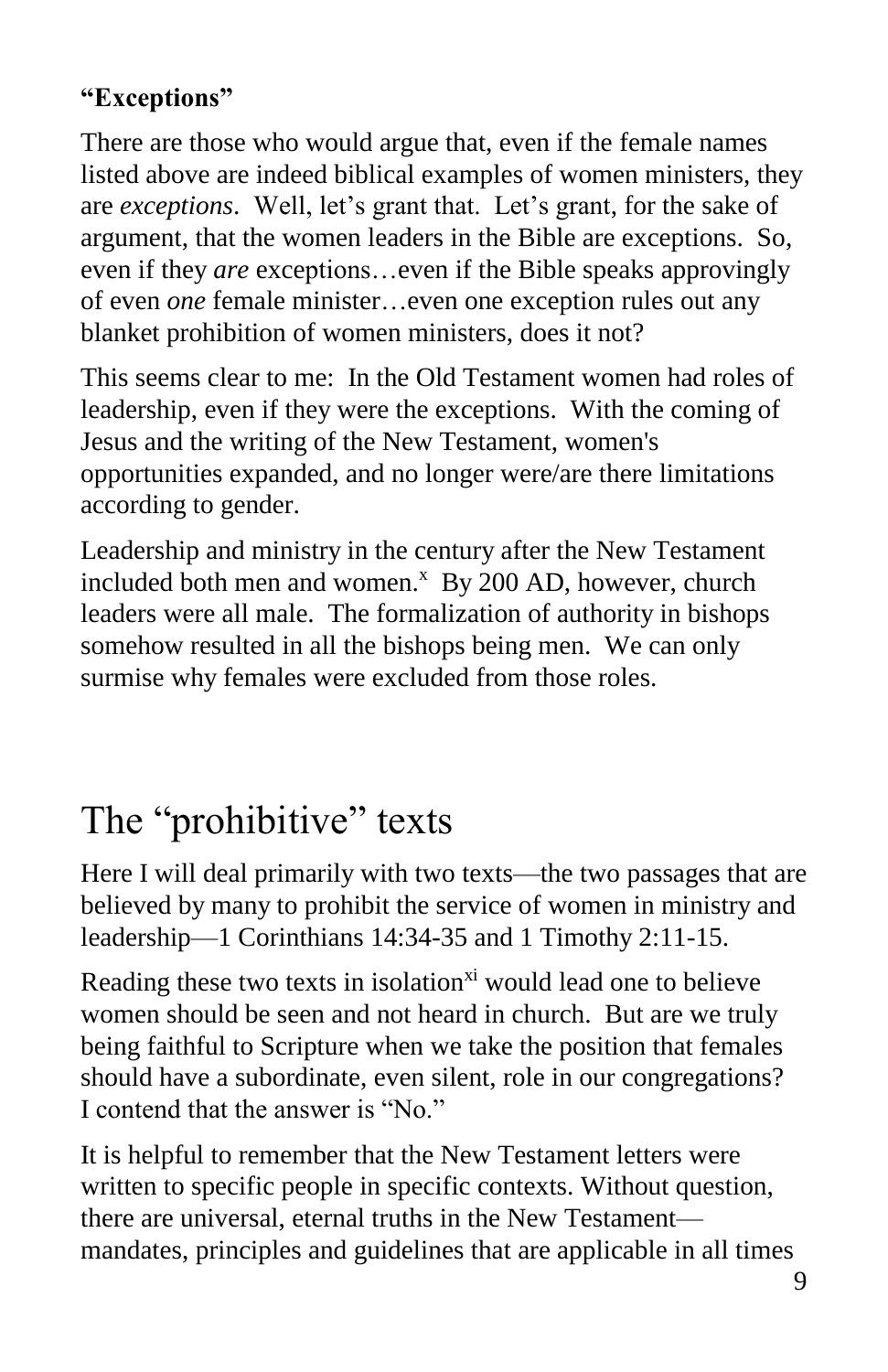**“Exceptions”**

There are those who would argue that, even if the female names listed above are indeed biblical examples of women ministers, they are *exceptions*. Well, let’s grant that. Let’s grant, for the sake of argument, that the women leaders in the Bible are exceptions. So, even if they *are* exceptions…even if the Bible speaks approvingly of even *one* female minister…even one exception rules out any blanket prohibition of women ministers, does it not?

This seems clear to me: In the Old Testament women had roles of leadership, even if they were the exceptions. With the coming of Jesus and the writing of the New Testament, women's opportunities expanded, and no longer were/are there limitations according to gender.

Leadership and ministry in the century after the New Testament included both men and women.[x] By 200 AD, however, church leaders were all male. The formalization of authority in bishops somehow resulted in all the bishops being men. We can only surmise why females were excluded from those roles.

# The “prohibitive” texts

Here I will deal primarily with two texts—the two passages that are believed by many to prohibit the service of women in ministry and leadership—1 Corinthians 14:34-35 and 1 Timothy 2:11-15.

Reading these two texts in isolation[xi] would lead one to believe women should be seen and not heard in church. But are we truly being faithful to Scripture when we take the position that females should have a subordinate, even silent, role in our congregations? I contend that the answer is “No.”

It is helpful to remember that the New Testament letters were written to specific people in specific contexts. Without question, there are universal, eternal truths in the New Testament—mandates, principles and guidelines that are applicable in all times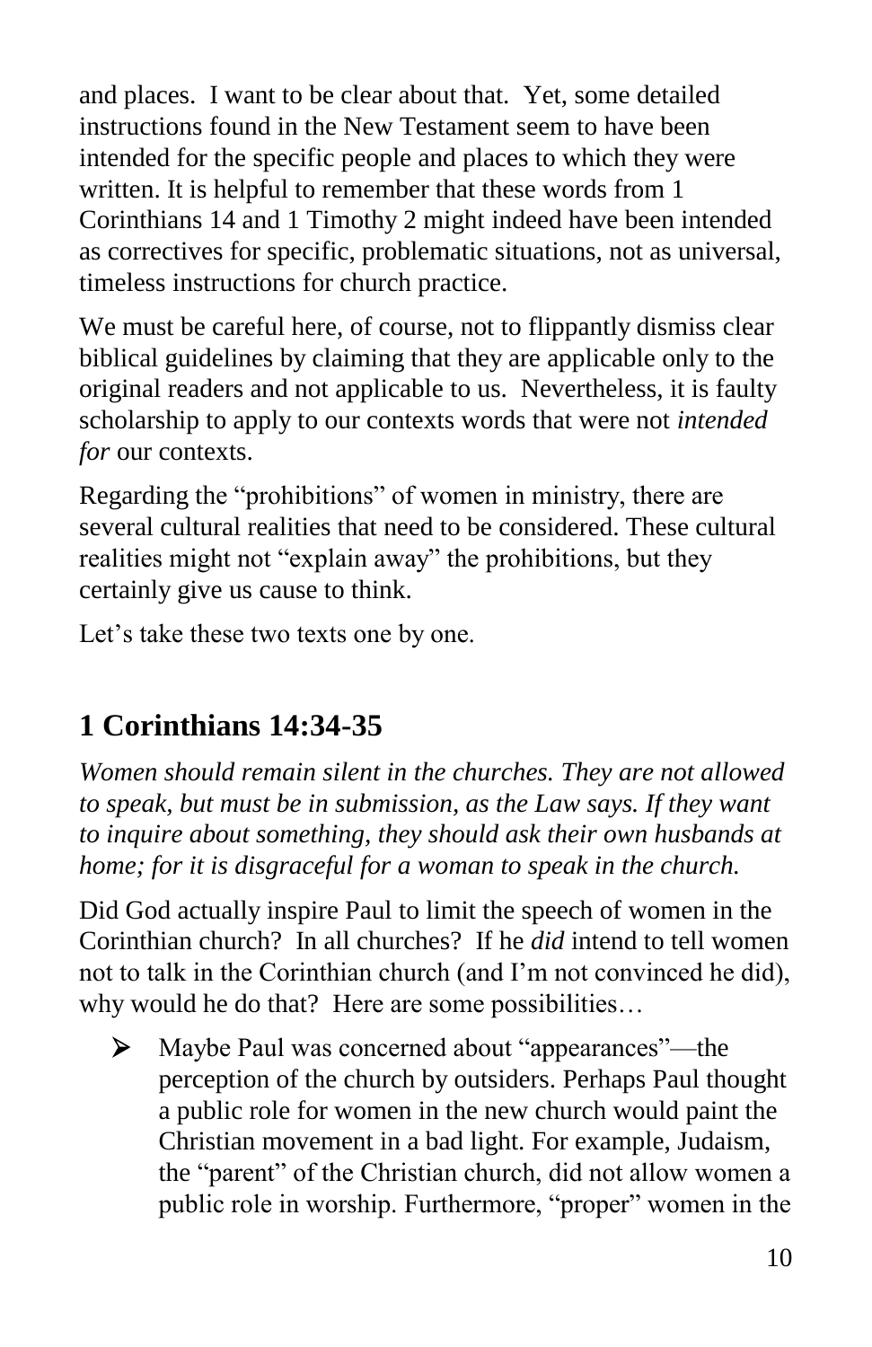and places. I want to be clear about that. Yet, some detailed instructions found in the New Testament seem to have been intended for the specific people and places to which they were written. It is helpful to remember that these words from 1 Corinthians 14 and 1 Timothy 2 might indeed have been intended as correctives for specific, problematic situations, not as universal, timeless instructions for church practice.

We must be careful here, of course, not to flippantly dismiss clear biblical guidelines by claiming that they are applicable only to the original readers and not applicable to us. Nevertheless, it is faulty scholarship to apply to our contexts words that were not *intended for* our contexts.

Regarding the "prohibitions" of women in ministry, there are several cultural realities that need to be considered. These cultural realities might not "explain away" the prohibitions, but they certainly give us cause to think.

Let's take these two texts one by one.

## 1 Corinthians 14:34-35

*Women should remain silent in the churches. They are not allowed to speak, but must be in submission, as the Law says. If they want to inquire about something, they should ask their own husbands at home; for it is disgraceful for a woman to speak in the church.*

Did God actually inspire Paul to limit the speech of women in the Corinthian church? In all churches? If he *did* intend to tell women not to talk in the Corinthian church (and I'm not convinced he did), why would he do that? Here are some possibilities…

- Maybe Paul was concerned about "appearances"—the perception of the church by outsiders. Perhaps Paul thought a public role for women in the new church would paint the Christian movement in a bad light. For example, Judaism, the "parent" of the Christian church, did not allow women a public role in worship. Furthermore, "proper" women in the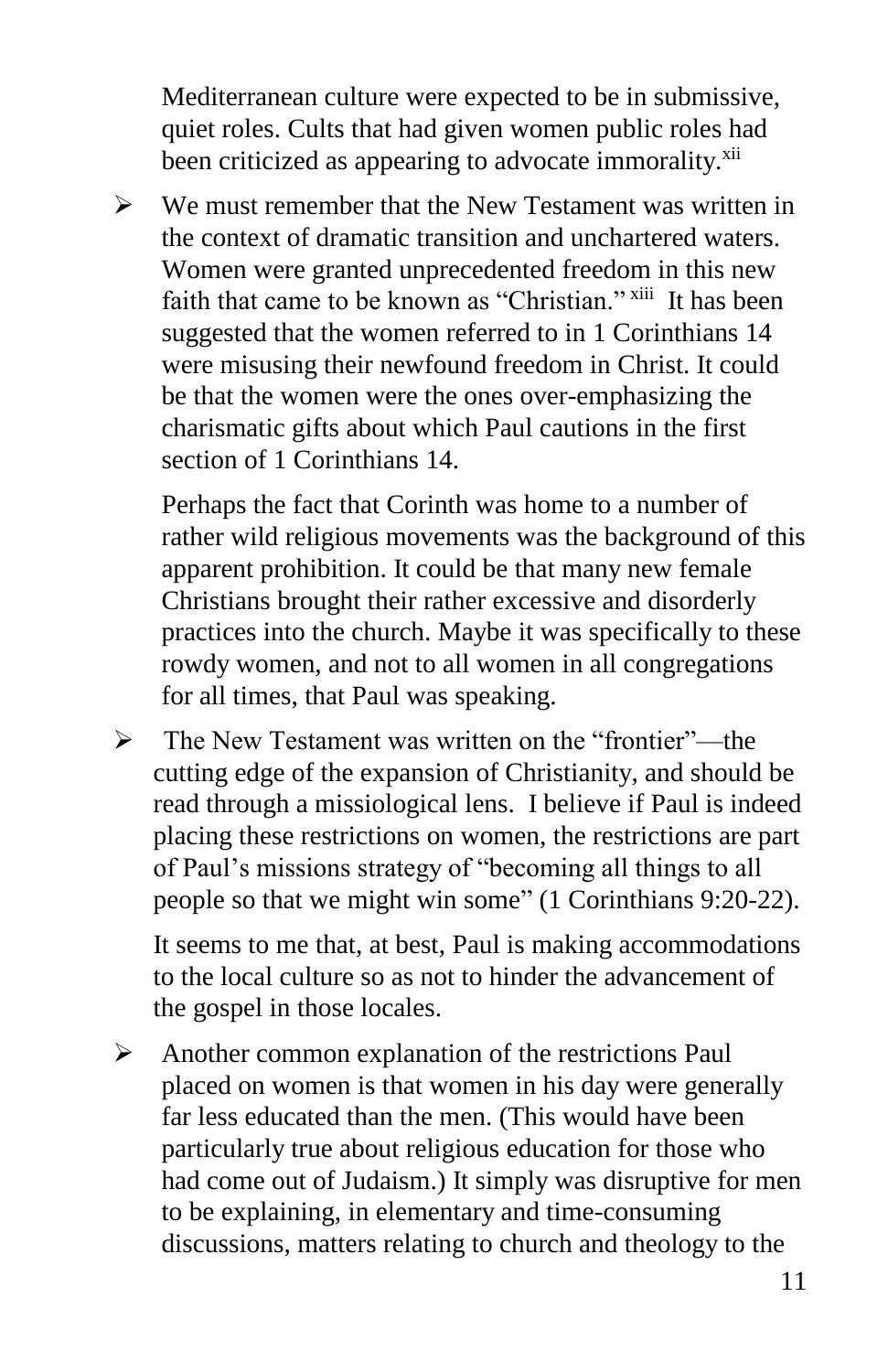Mediterranean culture were expected to be in submissive, quiet roles. Cults that had given women public roles had been criticized as appearing to advocate immorality.[xii]

- We must remember that the New Testament was written in the context of dramatic transition and unchartered waters. Women were granted unprecedented freedom in this new faith that came to be known as "Christian."[xiii] It has been suggested that the women referred to in 1 Corinthians 14 were misusing their newfound freedom in Christ. It could be that the women were the ones over-emphasizing the charismatic gifts about which Paul cautions in the first section of 1 Corinthians 14.

  Perhaps the fact that Corinth was home to a number of rather wild religious movements was the background of this apparent prohibition. It could be that many new female Christians brought their rather excessive and disorderly practices into the church. Maybe it was specifically to these rowdy women, and not to all women in all congregations for all times, that Paul was speaking.

- The New Testament was written on the "frontier"—the cutting edge of the expansion of Christianity, and should be read through a missiological lens. I believe if Paul is indeed placing these restrictions on women, the restrictions are part of Paul's missions strategy of "becoming all things to all people so that we might win some" (1 Corinthians 9:20-22).

  It seems to me that, at best, Paul is making accommodations to the local culture so as not to hinder the advancement of the gospel in those locales.

- Another common explanation of the restrictions Paul placed on women is that women in his day were generally far less educated than the men. (This would have been particularly true about religious education for those who had come out of Judaism.) It simply was disruptive for men to be explaining, in elementary and time-consuming discussions, matters relating to church and theology to the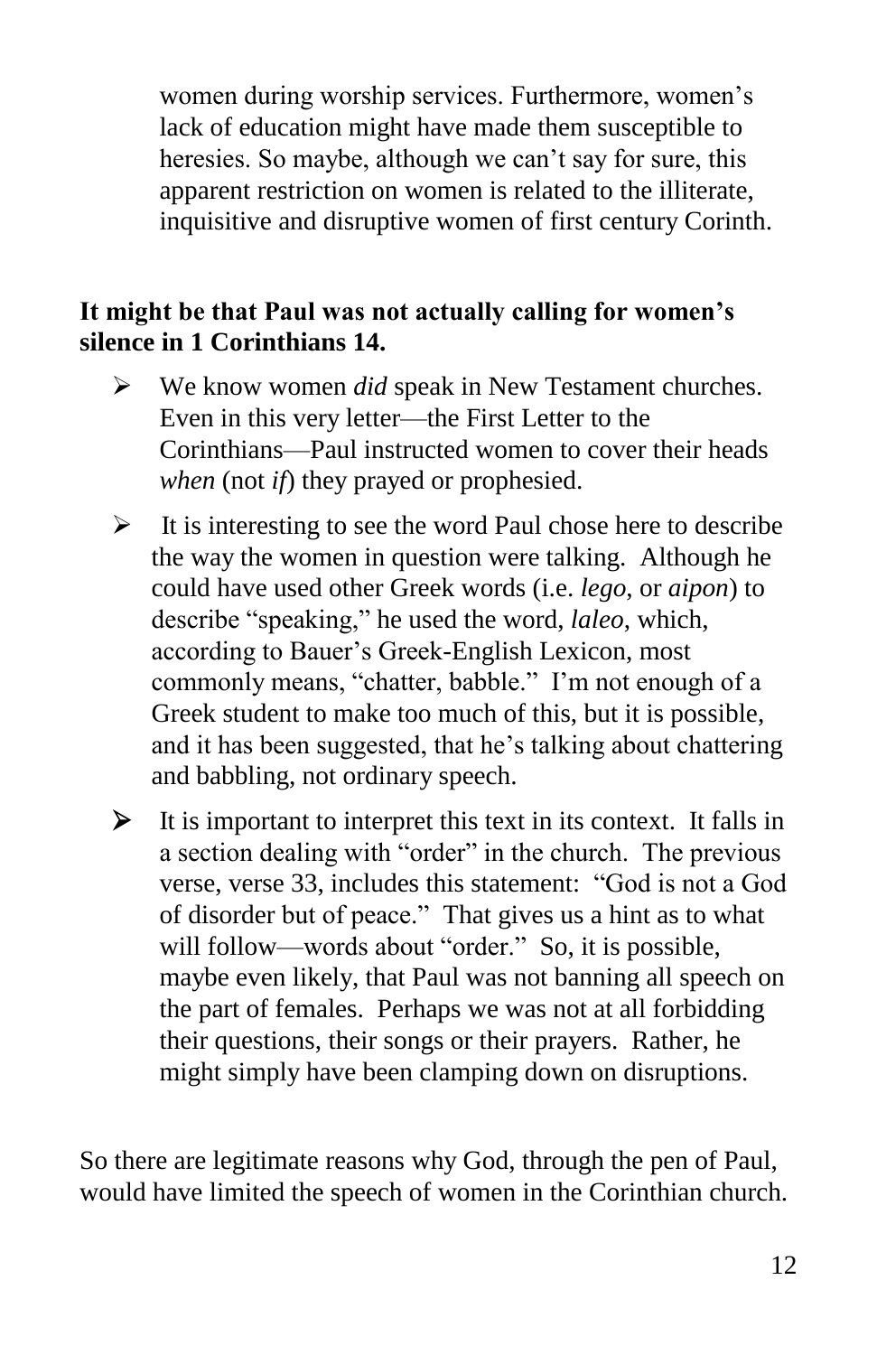women during worship services. Furthermore, women's lack of education might have made them susceptible to heresies. So maybe, although we can't say for sure, this apparent restriction on women is related to the illiterate, inquisitive and disruptive women of first century Corinth.

**It might be that Paul was not actually calling for women's silence in 1 Corinthians 14.**

- We know women *did* speak in New Testament churches. Even in this very letter—the First Letter to the Corinthians—Paul instructed women to cover their heads *when* (not *if*) they prayed or prophesied.
- It is interesting to see the word Paul chose here to describe the way the women in question were talking. Although he could have used other Greek words (i.e. *lego*, or *aipon*) to describe "speaking," he used the word, *laleo*, which, according to Bauer's Greek-English Lexicon, most commonly means, "chatter, babble." I'm not enough of a Greek student to make too much of this, but it is possible, and it has been suggested, that he's talking about chattering and babbling, not ordinary speech.
- It is important to interpret this text in its context. It falls in a section dealing with "order" in the church. The previous verse, verse 33, includes this statement: "God is not a God of disorder but of peace." That gives us a hint as to what will follow—words about "order." So, it is possible, maybe even likely, that Paul was not banning all speech on the part of females. Perhaps we was not at all forbidding their questions, their songs or their prayers. Rather, he might simply have been clamping down on disruptions.

So there are legitimate reasons why God, through the pen of Paul, would have limited the speech of women in the Corinthian church.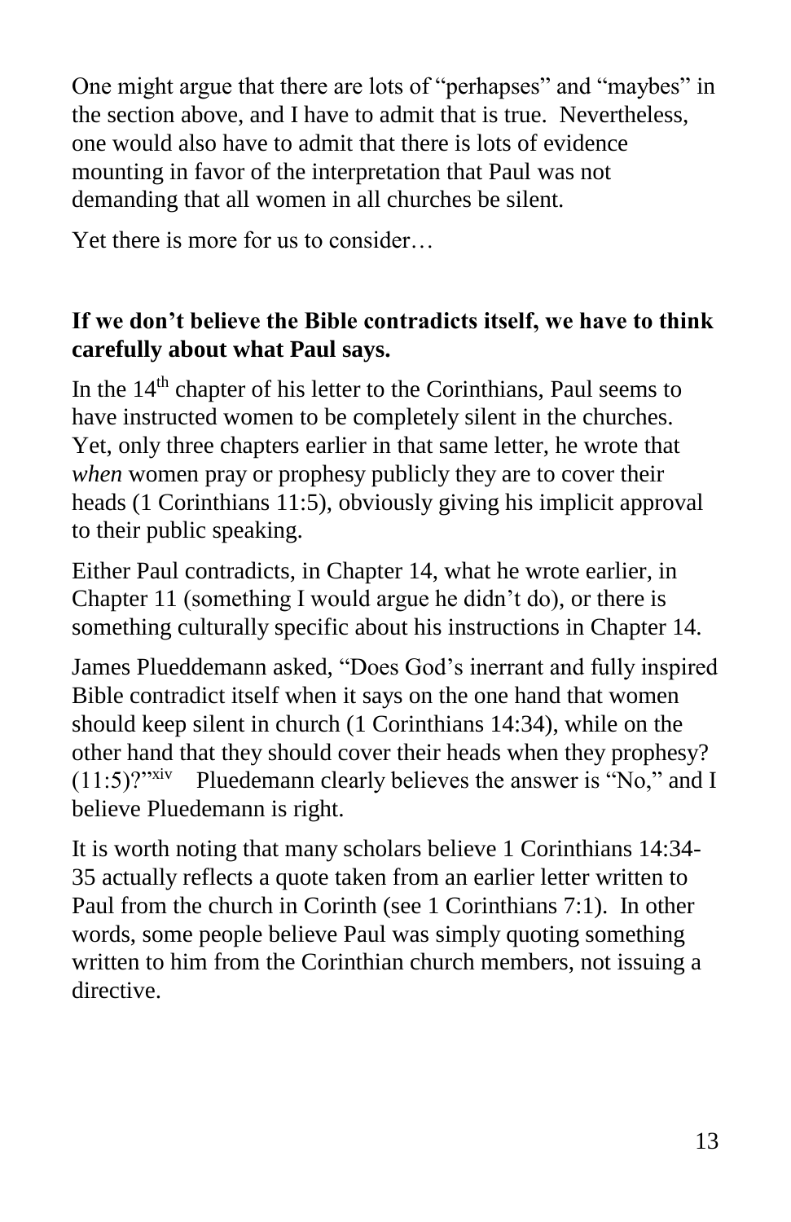One might argue that there are lots of "perhapses" and "maybes" in the section above, and I have to admit that is true. Nevertheless, one would also have to admit that there is lots of evidence mounting in favor of the interpretation that Paul was not demanding that all women in all churches be silent.

Yet there is more for us to consider…

**If we don't believe the Bible contradicts itself, we have to think carefully about what Paul says.**

In the 14th chapter of his letter to the Corinthians, Paul seems to have instructed women to be completely silent in the churches. Yet, only three chapters earlier in that same letter, he wrote that *when* women pray or prophesy publicly they are to cover their heads (1 Corinthians 11:5), obviously giving his implicit approval to their public speaking.

Either Paul contradicts, in Chapter 14, what he wrote earlier, in Chapter 11 (something I would argue he didn't do), or there is something culturally specific about his instructions in Chapter 14.

James Plueddemann asked, "Does God's inerrant and fully inspired Bible contradict itself when it says on the one hand that women should keep silent in church (1 Corinthians 14:34), while on the other hand that they should cover their heads when they prophesy? (11:5)?"[xiv] Pluedemann clearly believes the answer is "No," and I believe Pluedemann is right.

It is worth noting that many scholars believe 1 Corinthians 14:34-35 actually reflects a quote taken from an earlier letter written to Paul from the church in Corinth (see 1 Corinthians 7:1). In other words, some people believe Paul was simply quoting something written to him from the Corinthian church members, not issuing a directive.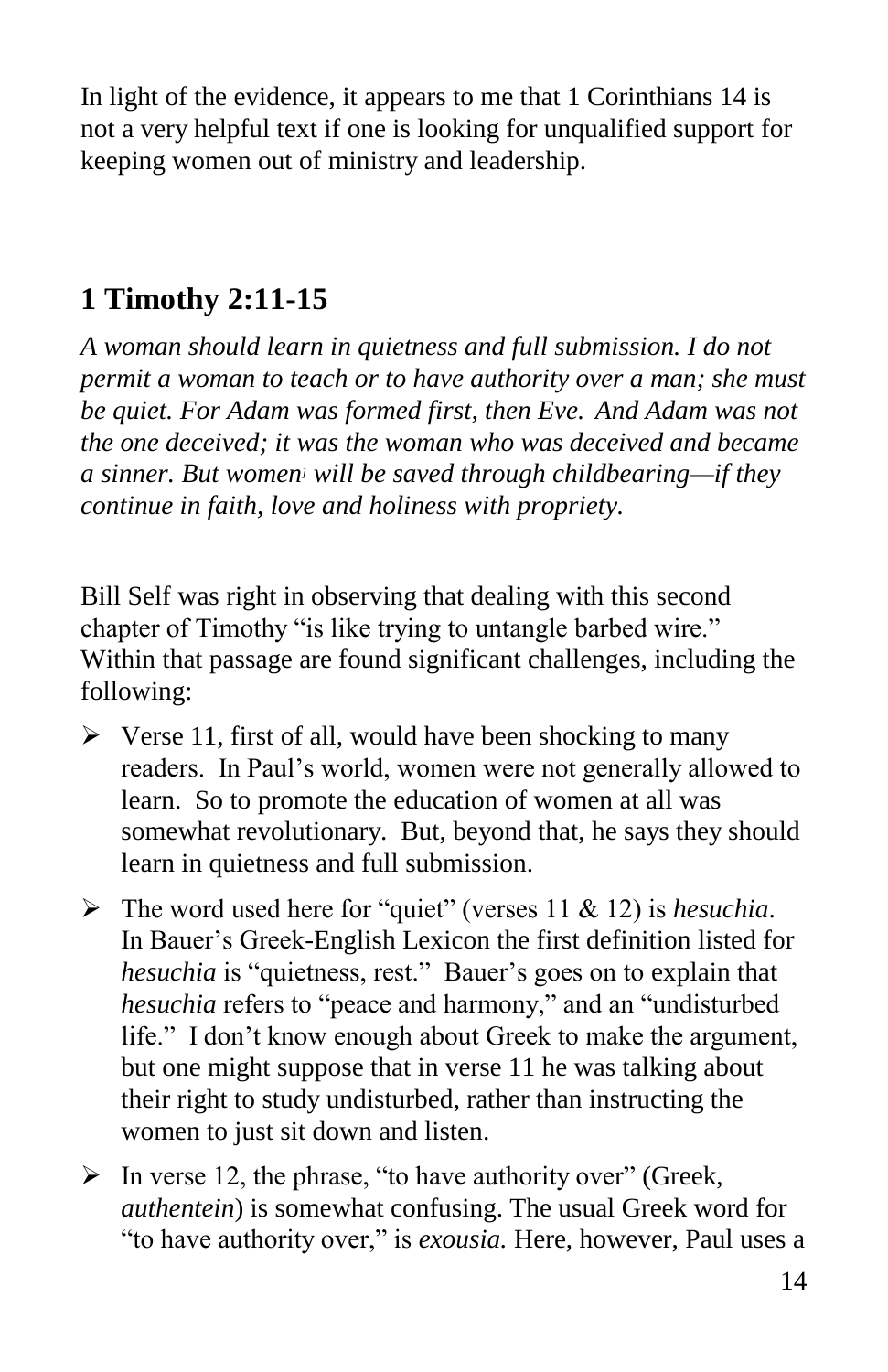In light of the evidence, it appears to me that 1 Corinthians 14 is not a very helpful text if one is looking for unqualified support for keeping women out of ministry and leadership.

## 1 Timothy 2:11-15

*A woman should learn in quietness and full submission. I do not permit a woman to teach or to have authority over a man; she must be quiet. For Adam was formed first, then Eve. And Adam was not the one deceived; it was the woman who was deceived and became a sinner. But women[j] will be saved through childbearing—if they continue in faith, love and holiness with propriety.*

Bill Self was right in observing that dealing with this second chapter of Timothy "is like trying to untangle barbed wire." Within that passage are found significant challenges, including the following:

- Verse 11, first of all, would have been shocking to many readers. In Paul's world, women were not generally allowed to learn. So to promote the education of women at all was somewhat revolutionary. But, beyond that, he says they should learn in quietness and full submission.
- The word used here for "quiet" (verses 11 & 12) is *hesuchia*. In Bauer's Greek-English Lexicon the first definition listed for *hesuchia* is "quietness, rest." Bauer's goes on to explain that *hesuchia* refers to "peace and harmony," and an "undisturbed life." I don't know enough about Greek to make the argument, but one might suppose that in verse 11 he was talking about their right to study undisturbed, rather than instructing the women to just sit down and listen.
- In verse 12, the phrase, "to have authority over" (Greek, *authentein*) is somewhat confusing. The usual Greek word for "to have authority over," is *exousia.* Here, however, Paul uses a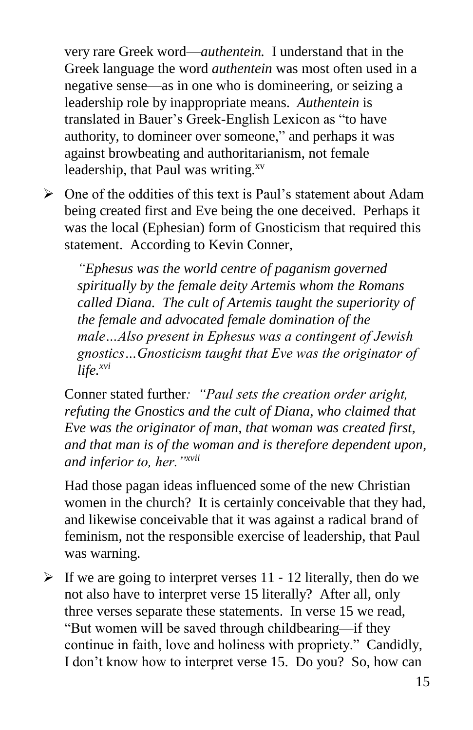very rare Greek word—*authentein.* I understand that in the Greek language the word *authentein* was most often used in a negative sense—as in one who is domineering, or seizing a leadership role by inappropriate means. *Authentein* is translated in Bauer's Greek-English Lexicon as "to have authority, to domineer over someone," and perhaps it was against browbeating and authoritarianism, not female leadership, that Paul was writing.[xv]

- One of the oddities of this text is Paul's statement about Adam being created first and Eve being the one deceived. Perhaps it was the local (Ephesian) form of Gnosticism that required this statement. According to Kevin Conner,

  > *"Ephesus was the world centre of paganism governed spiritually by the female deity Artemis whom the Romans called Diana. The cult of Artemis taught the superiority of the female and advocated female domination of the male…Also present in Ephesus was a contingent of Jewish gnostics…Gnosticism taught that Eve was the originator of life.*[xvi]

  Conner stated further*: "Paul sets the creation order aright, refuting the Gnostics and the cult of Diana, who claimed that Eve was the originator of man, that woman was created first, and that man is of the woman and is therefore dependent upon, and inferior to, her."*[xvii]

  Had those pagan ideas influenced some of the new Christian women in the church? It is certainly conceivable that they had, and likewise conceivable that it was against a radical brand of feminism, not the responsible exercise of leadership, that Paul was warning.

- If we are going to interpret verses 11 - 12 literally, then do we not also have to interpret verse 15 literally? After all, only three verses separate these statements. In verse 15 we read, "But women will be saved through childbearing—if they continue in faith, love and holiness with propriety." Candidly, I don't know how to interpret verse 15. Do you? So, how can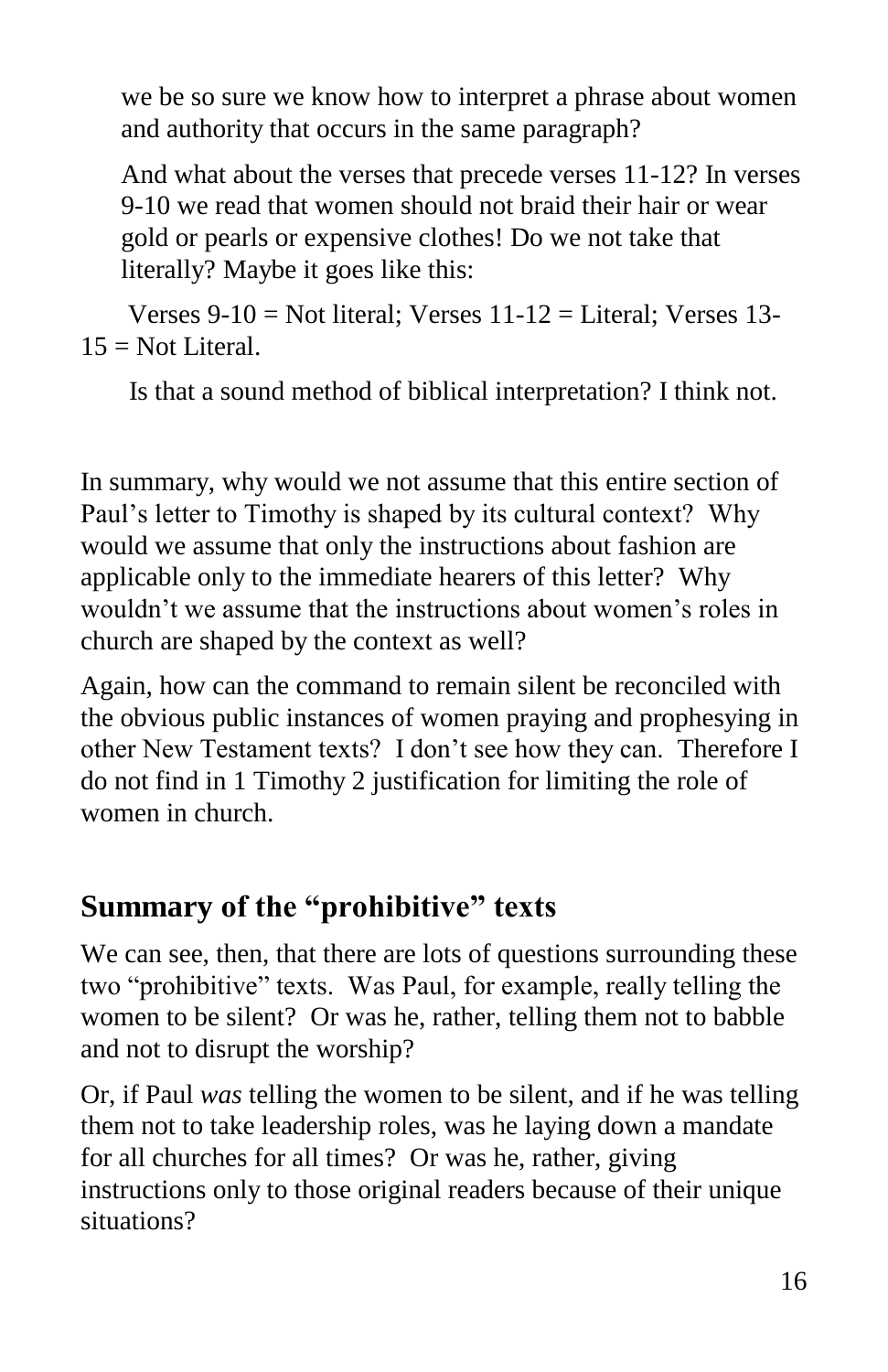> we be so sure we know how to interpret a phrase about women and authority that occurs in the same paragraph?
>
> And what about the verses that precede verses 11-12? In verses 9-10 we read that women should not braid their hair or wear gold or pearls or expensive clothes! Do we not take that literally? Maybe it goes like this:
>
> Verses 9-10 = Not literal; Verses 11-12 = Literal; Verses 13-15 = Not Literal.
>
> Is that a sound method of biblical interpretation? I think not.

In summary, why would we not assume that this entire section of Paul's letter to Timothy is shaped by its cultural context? Why would we assume that only the instructions about fashion are applicable only to the immediate hearers of this letter? Why wouldn't we assume that the instructions about women's roles in church are shaped by the context as well?

Again, how can the command to remain silent be reconciled with the obvious public instances of women praying and prophesying in other New Testament texts? I don't see how they can. Therefore I do not find in 1 Timothy 2 justification for limiting the role of women in church.

## Summary of the "prohibitive" texts

We can see, then, that there are lots of questions surrounding these two "prohibitive" texts. Was Paul, for example, really telling the women to be silent? Or was he, rather, telling them not to babble and not to disrupt the worship?

Or, if Paul *was* telling the women to be silent, and if he was telling them not to take leadership roles, was he laying down a mandate for all churches for all times? Or was he, rather, giving instructions only to those original readers because of their unique situations?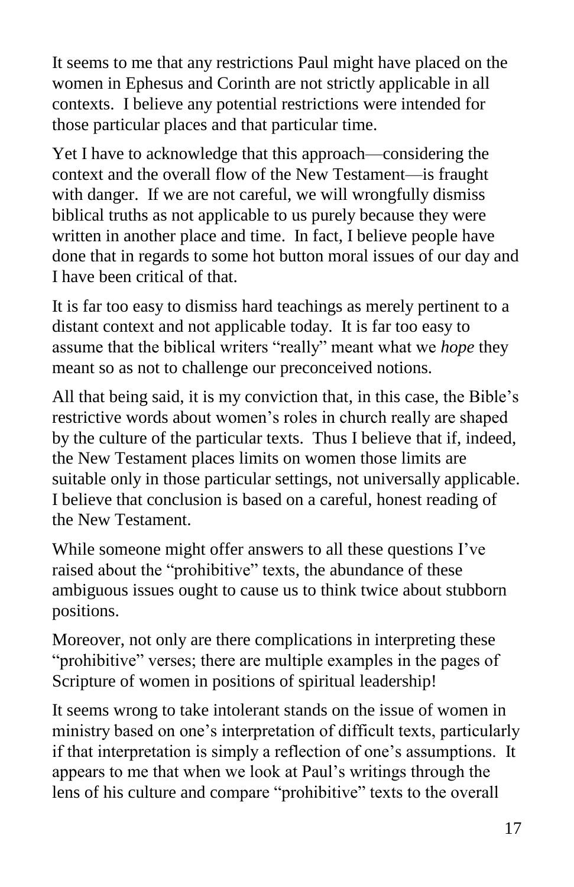It seems to me that any restrictions Paul might have placed on the women in Ephesus and Corinth are not strictly applicable in all contexts. I believe any potential restrictions were intended for those particular places and that particular time.

Yet I have to acknowledge that this approach—considering the context and the overall flow of the New Testament—is fraught with danger. If we are not careful, we will wrongfully dismiss biblical truths as not applicable to us purely because they were written in another place and time. In fact, I believe people have done that in regards to some hot button moral issues of our day and I have been critical of that.

It is far too easy to dismiss hard teachings as merely pertinent to a distant context and not applicable today. It is far too easy to assume that the biblical writers "really" meant what we *hope* they meant so as not to challenge our preconceived notions.

All that being said, it is my conviction that, in this case, the Bible's restrictive words about women's roles in church really are shaped by the culture of the particular texts. Thus I believe that if, indeed, the New Testament places limits on women those limits are suitable only in those particular settings, not universally applicable. I believe that conclusion is based on a careful, honest reading of the New Testament.

While someone might offer answers to all these questions I've raised about the "prohibitive" texts, the abundance of these ambiguous issues ought to cause us to think twice about stubborn positions.

Moreover, not only are there complications in interpreting these "prohibitive" verses; there are multiple examples in the pages of Scripture of women in positions of spiritual leadership!

It seems wrong to take intolerant stands on the issue of women in ministry based on one's interpretation of difficult texts, particularly if that interpretation is simply a reflection of one's assumptions. It appears to me that when we look at Paul's writings through the lens of his culture and compare "prohibitive" texts to the overall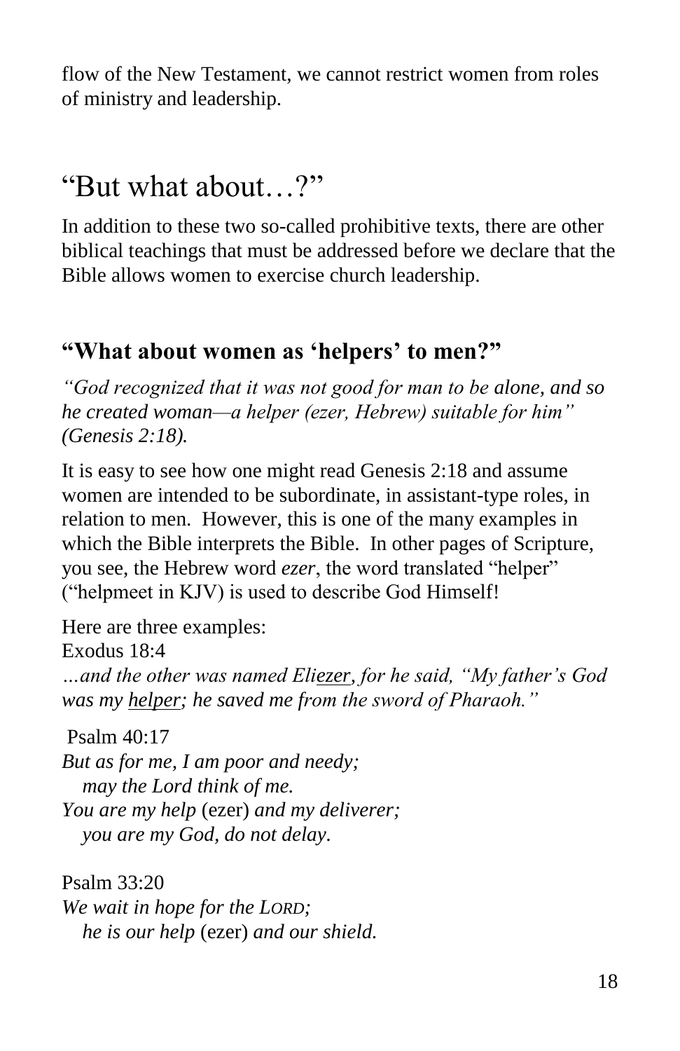flow of the New Testament, we cannot restrict women from roles of ministry and leadership.

# "But what about…?"

In addition to these two so-called prohibitive texts, there are other biblical teachings that must be addressed before we declare that the Bible allows women to exercise church leadership.

### "What about women as 'helpers' to men?"

*"God recognized that it was not good for man to be alone, and so he created woman—a helper (ezer, Hebrew) suitable for him" (Genesis 2:18).*

It is easy to see how one might read Genesis 2:18 and assume women are intended to be subordinate, in assistant-type roles, in relation to men. However, this is one of the many examples in which the Bible interprets the Bible. In other pages of Scripture, you see, the Hebrew word *ezer*, the word translated "helper" ("helpmeet in KJV) is used to describe God Himself!

Here are three examples:
Exodus 18:4
*…and the other was named Eli<u>ezer</u>, for he said, "My father's God was my <u>helper</u>; he saved me from the sword of Pharaoh."*

Psalm 40:17
*But as for me, I am poor and needy;*
*may the Lord think of me.*
*You are my help* (ezer) *and my deliverer;*
*you are my God, do not delay.*

Psalm 33:20
*We wait in hope for the LORD;*
*he is our help* (ezer) *and our shield.*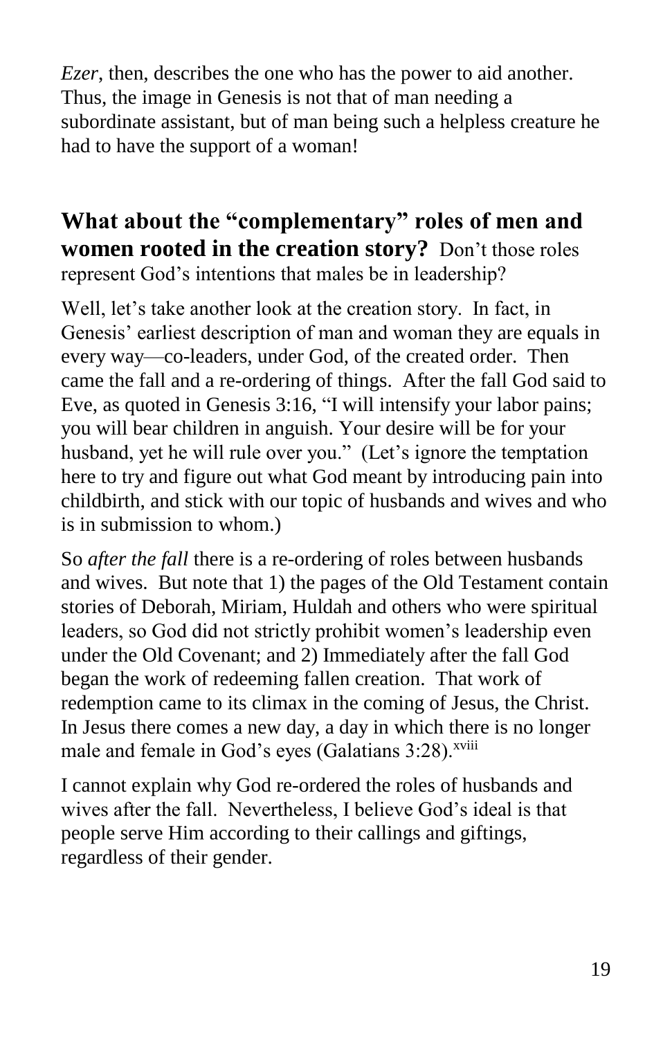*Ezer*, then, describes the one who has the power to aid another. Thus, the image in Genesis is not that of man needing a subordinate assistant, but of man being such a helpless creature he had to have the support of a woman!

**What about the "complementary" roles of men and women rooted in the creation story?** Don't those roles represent God's intentions that males be in leadership?

Well, let's take another look at the creation story. In fact, in Genesis' earliest description of man and woman they are equals in every way—co-leaders, under God, of the created order. Then came the fall and a re-ordering of things. After the fall God said to Eve, as quoted in Genesis 3:16, "I will intensify your labor pains; you will bear children in anguish. Your desire will be for your husband, yet he will rule over you." (Let's ignore the temptation here to try and figure out what God meant by introducing pain into childbirth, and stick with our topic of husbands and wives and who is in submission to whom.)

So *after the fall* there is a re-ordering of roles between husbands and wives. But note that 1) the pages of the Old Testament contain stories of Deborah, Miriam, Huldah and others who were spiritual leaders, so God did not strictly prohibit women's leadership even under the Old Covenant; and 2) Immediately after the fall God began the work of redeeming fallen creation. That work of redemption came to its climax in the coming of Jesus, the Christ. In Jesus there comes a new day, a day in which there is no longer male and female in God's eyes (Galatians 3:28).[xviii]

I cannot explain why God re-ordered the roles of husbands and wives after the fall. Nevertheless, I believe God's ideal is that people serve Him according to their callings and giftings, regardless of their gender.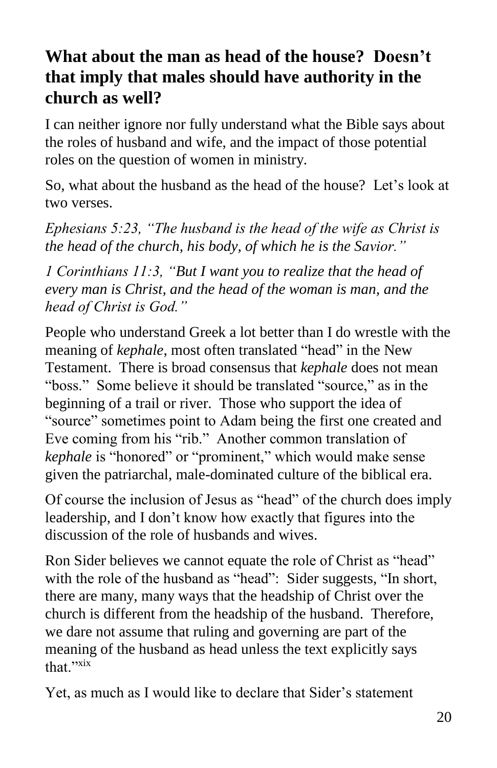## What about the man as head of the house? Doesn't that imply that males should have authority in the church as well?

I can neither ignore nor fully understand what the Bible says about the roles of husband and wife, and the impact of those potential roles on the question of women in ministry.

So, what about the husband as the head of the house? Let's look at two verses.

*Ephesians 5:23, "The husband is the head of the wife as Christ is the head of the church, his body, of which he is the Savior."*

*1 Corinthians 11:3, "But I want you to realize that the head of every man is Christ, and the head of the woman is man, and the head of Christ is God."*

People who understand Greek a lot better than I do wrestle with the meaning of *kephale*, most often translated "head" in the New Testament. There is broad consensus that *kephale* does not mean "boss." Some believe it should be translated "source," as in the beginning of a trail or river. Those who support the idea of "source" sometimes point to Adam being the first one created and Eve coming from his "rib." Another common translation of *kephale* is "honored" or "prominent," which would make sense given the patriarchal, male-dominated culture of the biblical era.

Of course the inclusion of Jesus as "head" of the church does imply leadership, and I don't know how exactly that figures into the discussion of the role of husbands and wives.

Ron Sider believes we cannot equate the role of Christ as "head" with the role of the husband as "head": Sider suggests, "In short, there are many, many ways that the headship of Christ over the church is different from the headship of the husband. Therefore, we dare not assume that ruling and governing are part of the meaning of the husband as head unless the text explicitly says that."[xix]

Yet, as much as I would like to declare that Sider's statement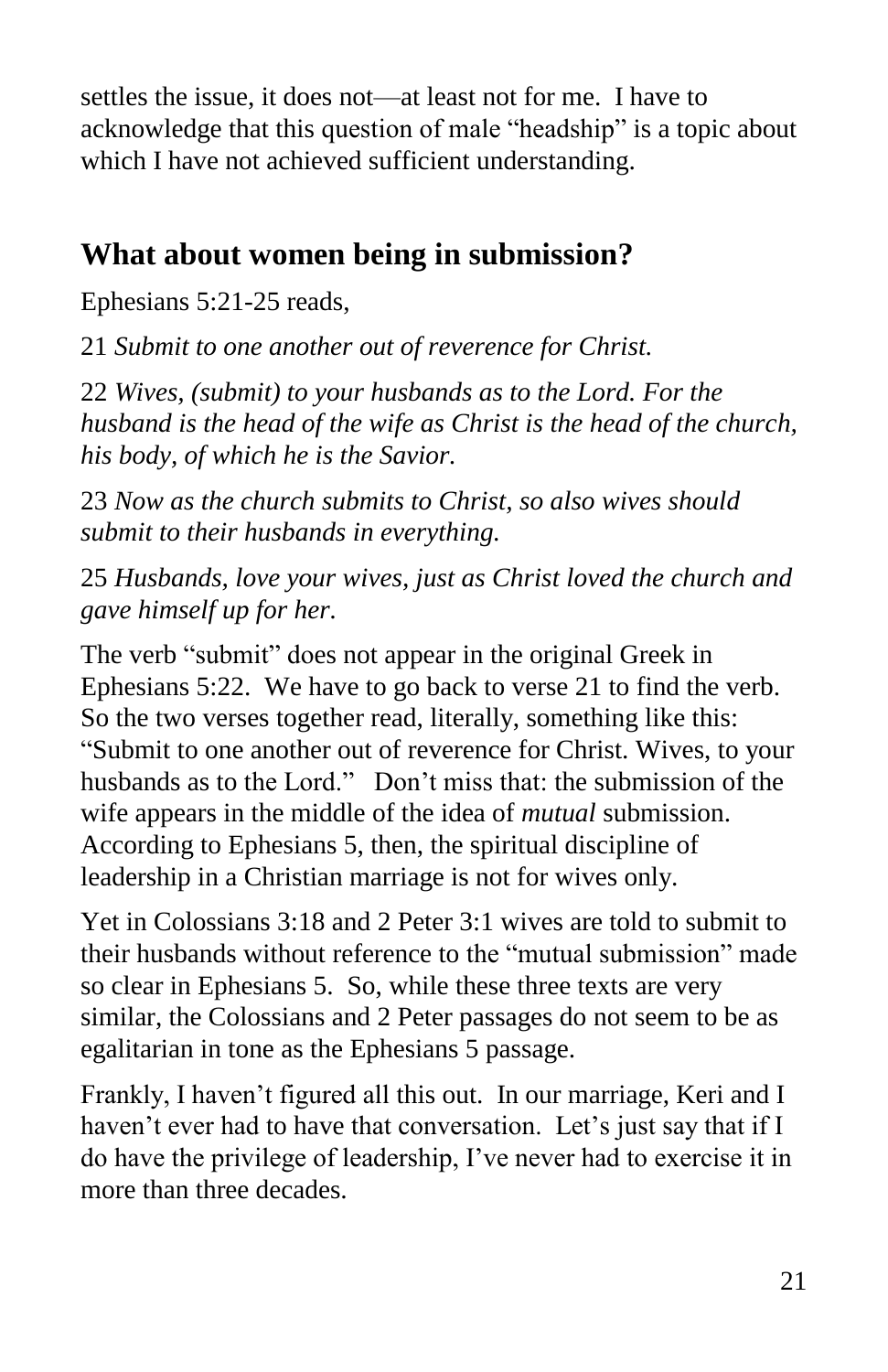settles the issue, it does not—at least not for me. I have to acknowledge that this question of male "headship" is a topic about which I have not achieved sufficient understanding.

## What about women being in submission?

Ephesians 5:21-25 reads,

21 *Submit to one another out of reverence for Christ.*

22 *Wives, (submit) to your husbands as to the Lord. For the husband is the head of the wife as Christ is the head of the church, his body, of which he is the Savior.*

23 *Now as the church submits to Christ, so also wives should submit to their husbands in everything.*

25 *Husbands, love your wives, just as Christ loved the church and gave himself up for her.*

The verb "submit" does not appear in the original Greek in Ephesians 5:22. We have to go back to verse 21 to find the verb. So the two verses together read, literally, something like this: "Submit to one another out of reverence for Christ. Wives, to your husbands as to the Lord." Don't miss that: the submission of the wife appears in the middle of the idea of *mutual* submission. According to Ephesians 5, then, the spiritual discipline of leadership in a Christian marriage is not for wives only.

Yet in Colossians 3:18 and 2 Peter 3:1 wives are told to submit to their husbands without reference to the "mutual submission" made so clear in Ephesians 5. So, while these three texts are very similar, the Colossians and 2 Peter passages do not seem to be as egalitarian in tone as the Ephesians 5 passage.

Frankly, I haven't figured all this out. In our marriage, Keri and I haven't ever had to have that conversation. Let's just say that if I do have the privilege of leadership, I've never had to exercise it in more than three decades.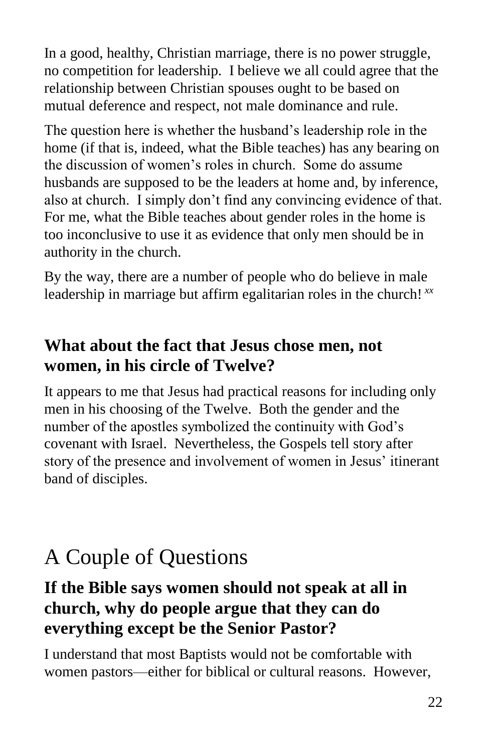In a good, healthy, Christian marriage, there is no power struggle, no competition for leadership. I believe we all could agree that the relationship between Christian spouses ought to be based on mutual deference and respect, not male dominance and rule.

The question here is whether the husband's leadership role in the home (if that is, indeed, what the Bible teaches) has any bearing on the discussion of women's roles in church. Some do assume husbands are supposed to be the leaders at home and, by inference, also at church. I simply don't find any convincing evidence of that. For me, what the Bible teaches about gender roles in the home is too inconclusive to use it as evidence that only men should be in authority in the church.

By the way, there are a number of people who do believe in male leadership in marriage but affirm egalitarian roles in the church![xx]

### What about the fact that Jesus chose men, not women, in his circle of Twelve?

It appears to me that Jesus had practical reasons for including only men in his choosing of the Twelve. Both the gender and the number of the apostles symbolized the continuity with God's covenant with Israel. Nevertheless, the Gospels tell story after story of the presence and involvement of women in Jesus' itinerant band of disciples.

# A Couple of Questions

### If the Bible says women should not speak at all in church, why do people argue that they can do everything except be the Senior Pastor?

I understand that most Baptists would not be comfortable with women pastors—either for biblical or cultural reasons. However,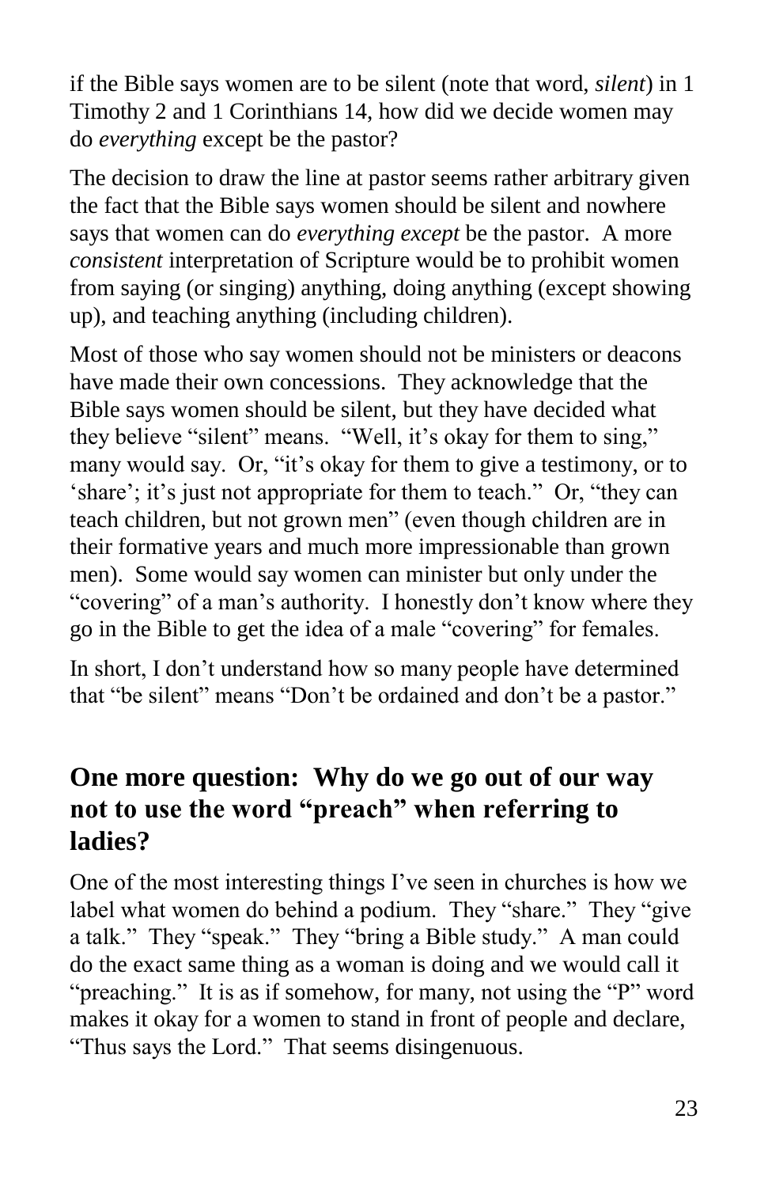if the Bible says women are to be silent (note that word, *silent*) in 1 Timothy 2 and 1 Corinthians 14, how did we decide women may do *everything* except be the pastor?

The decision to draw the line at pastor seems rather arbitrary given the fact that the Bible says women should be silent and nowhere says that women can do *everything except* be the pastor. A more *consistent* interpretation of Scripture would be to prohibit women from saying (or singing) anything, doing anything (except showing up), and teaching anything (including children).

Most of those who say women should not be ministers or deacons have made their own concessions. They acknowledge that the Bible says women should be silent, but they have decided what they believe "silent" means. "Well, it's okay for them to sing," many would say. Or, "it's okay for them to give a testimony, or to 'share'; it's just not appropriate for them to teach." Or, "they can teach children, but not grown men" (even though children are in their formative years and much more impressionable than grown men). Some would say women can minister but only under the "covering" of a man's authority. I honestly don't know where they go in the Bible to get the idea of a male "covering" for females.

In short, I don't understand how so many people have determined that "be silent" means "Don't be ordained and don't be a pastor."

## One more question: Why do we go out of our way not to use the word "preach" when referring to ladies?

One of the most interesting things I've seen in churches is how we label what women do behind a podium. They "share." They "give a talk." They "speak." They "bring a Bible study." A man could do the exact same thing as a woman is doing and we would call it "preaching." It is as if somehow, for many, not using the "P" word makes it okay for a women to stand in front of people and declare, "Thus says the Lord." That seems disingenuous.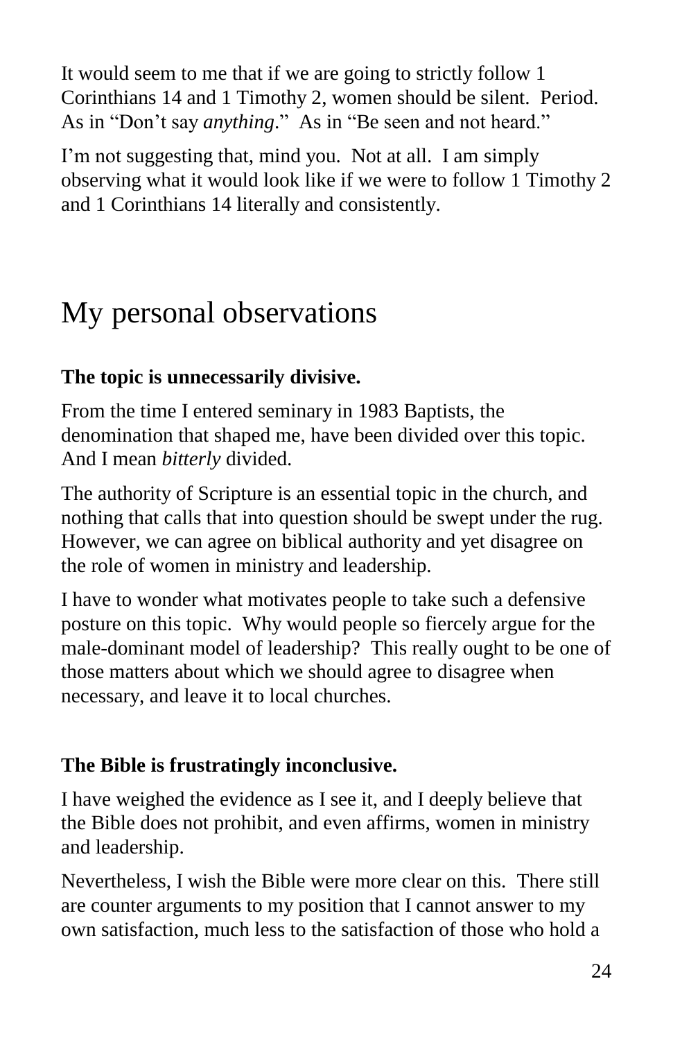It would seem to me that if we are going to strictly follow 1 Corinthians 14 and 1 Timothy 2, women should be silent. Period. As in "Don't say *anything*." As in "Be seen and not heard."

I'm not suggesting that, mind you. Not at all. I am simply observing what it would look like if we were to follow 1 Timothy 2 and 1 Corinthians 14 literally and consistently.

# My personal observations

**The topic is unnecessarily divisive.**

From the time I entered seminary in 1983 Baptists, the denomination that shaped me, have been divided over this topic. And I mean *bitterly* divided.

The authority of Scripture is an essential topic in the church, and nothing that calls that into question should be swept under the rug. However, we can agree on biblical authority and yet disagree on the role of women in ministry and leadership.

I have to wonder what motivates people to take such a defensive posture on this topic. Why would people so fiercely argue for the male-dominant model of leadership? This really ought to be one of those matters about which we should agree to disagree when necessary, and leave it to local churches.

**The Bible is frustratingly inconclusive.**

I have weighed the evidence as I see it, and I deeply believe that the Bible does not prohibit, and even affirms, women in ministry and leadership.

Nevertheless, I wish the Bible were more clear on this. There still are counter arguments to my position that I cannot answer to my own satisfaction, much less to the satisfaction of those who hold a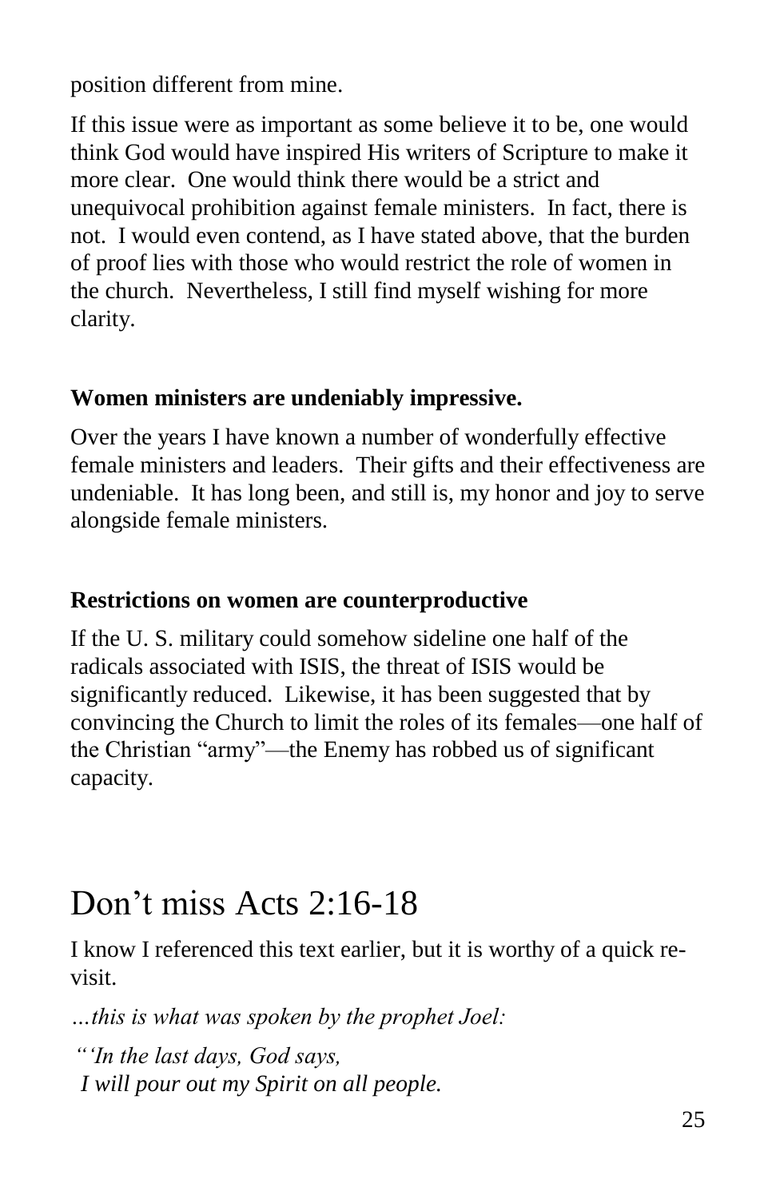position different from mine.

If this issue were as important as some believe it to be, one would think God would have inspired His writers of Scripture to make it more clear. One would think there would be a strict and unequivocal prohibition against female ministers. In fact, there is not. I would even contend, as I have stated above, that the burden of proof lies with those who would restrict the role of women in the church. Nevertheless, I still find myself wishing for more clarity.

**Women ministers are undeniably impressive.**

Over the years I have known a number of wonderfully effective female ministers and leaders. Their gifts and their effectiveness are undeniable. It has long been, and still is, my honor and joy to serve alongside female ministers.

**Restrictions on women are counterproductive**

If the U. S. military could somehow sideline one half of the radicals associated with ISIS, the threat of ISIS would be significantly reduced. Likewise, it has been suggested that by convincing the Church to limit the roles of its females—one half of the Christian "army"—the Enemy has robbed us of significant capacity.

# Don't miss Acts 2:16-18

I know I referenced this text earlier, but it is worthy of a quick re-visit.

*…this is what was spoken by the prophet Joel:*

*"'In the last days, God says,*
*I will pour out my Spirit on all people.*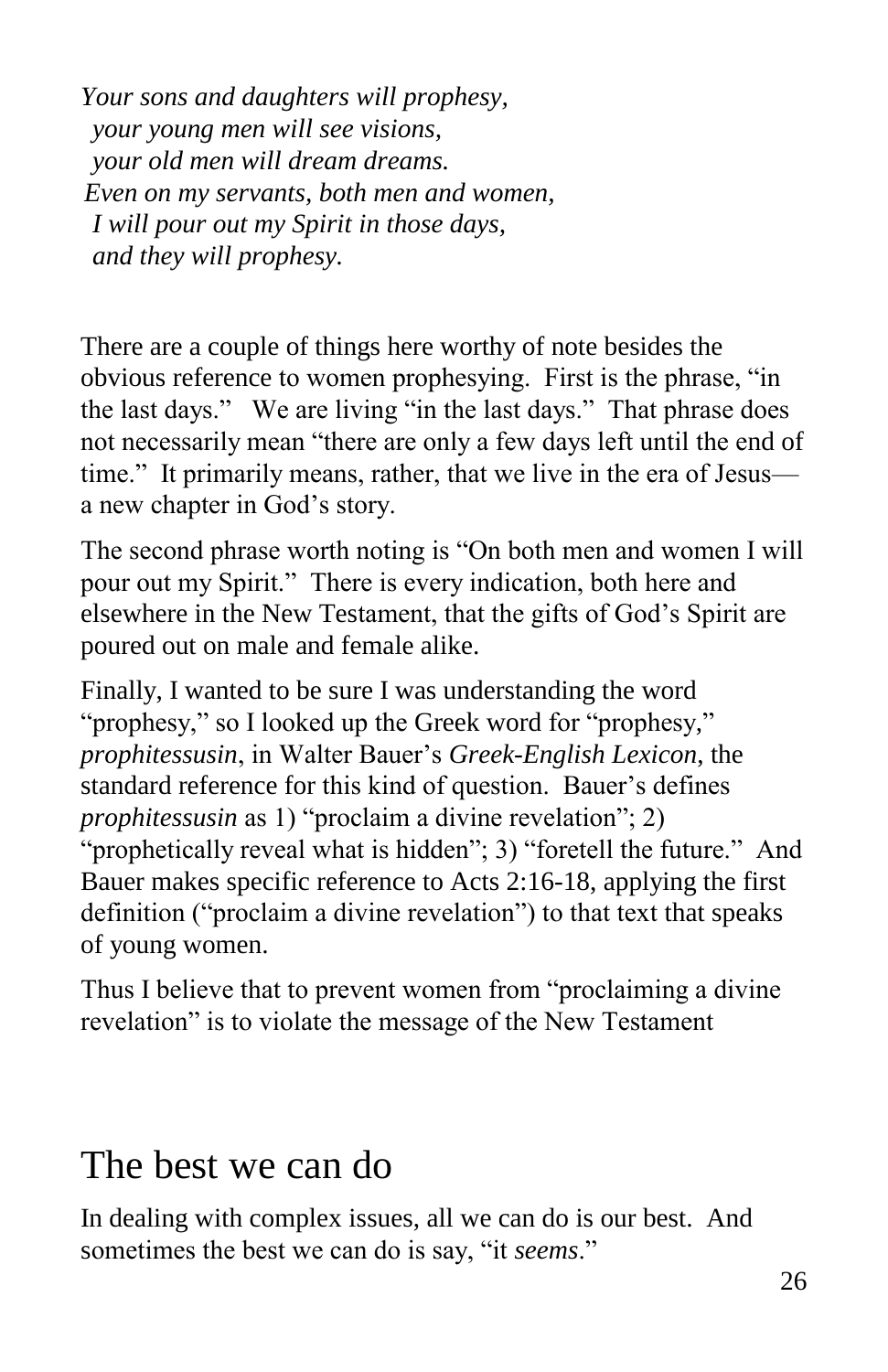*Your sons and daughters will prophesy,*
*your young men will see visions,*
*your old men will dream dreams.*
*Even on my servants, both men and women,*
*I will pour out my Spirit in those days,*
*and they will prophesy.*

There are a couple of things here worthy of note besides the obvious reference to women prophesying. First is the phrase, "in the last days." We are living "in the last days." That phrase does not necessarily mean "there are only a few days left until the end of time." It primarily means, rather, that we live in the era of Jesus—a new chapter in God's story.

The second phrase worth noting is "On both men and women I will pour out my Spirit." There is every indication, both here and elsewhere in the New Testament, that the gifts of God's Spirit are poured out on male and female alike.

Finally, I wanted to be sure I was understanding the word "prophesy," so I looked up the Greek word for "prophesy," *prophitessusin*, in Walter Bauer's *Greek-English Lexicon,* the standard reference for this kind of question. Bauer's defines *prophitessusin* as 1) "proclaim a divine revelation"; 2) "prophetically reveal what is hidden"; 3) "foretell the future." And Bauer makes specific reference to Acts 2:16-18, applying the first definition ("proclaim a divine revelation") to that text that speaks of young women.

Thus I believe that to prevent women from "proclaiming a divine revelation" is to violate the message of the New Testament

## The best we can do

In dealing with complex issues, all we can do is our best. And sometimes the best we can do is say, "it *seems*."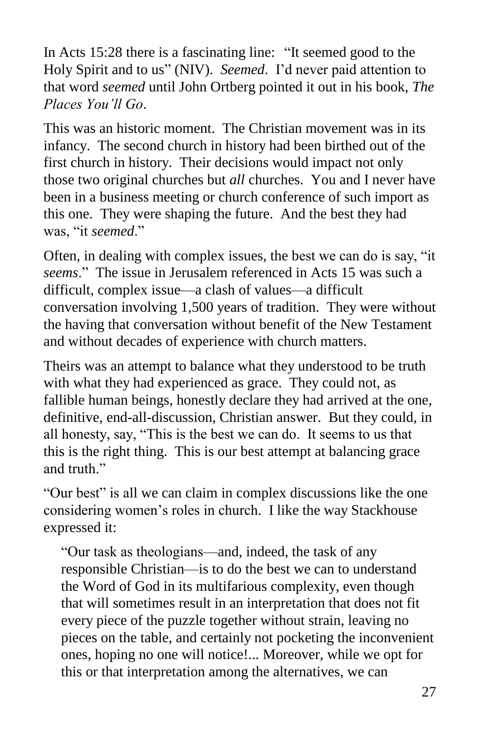In Acts 15:28 there is a fascinating line: "It seemed good to the Holy Spirit and to us" (NIV). *Seemed*. I'd never paid attention to that word *seemed* until John Ortberg pointed it out in his book, *The Places You'll Go*.

This was an historic moment. The Christian movement was in its infancy. The second church in history had been birthed out of the first church in history. Their decisions would impact not only those two original churches but *all* churches. You and I never have been in a business meeting or church conference of such import as this one. They were shaping the future. And the best they had was, "it *seemed*."

Often, in dealing with complex issues, the best we can do is say, "it *seems*." The issue in Jerusalem referenced in Acts 15 was such a difficult, complex issue—a clash of values—a difficult conversation involving 1,500 years of tradition. They were without the having that conversation without benefit of the New Testament and without decades of experience with church matters.

Theirs was an attempt to balance what they understood to be truth with what they had experienced as grace. They could not, as fallible human beings, honestly declare they had arrived at the one, definitive, end-all-discussion, Christian answer. But they could, in all honesty, say, "This is the best we can do. It seems to us that this is the right thing. This is our best attempt at balancing grace and truth."

"Our best" is all we can claim in complex discussions like the one considering women's roles in church. I like the way Stackhouse expressed it:

> "Our task as theologians—and, indeed, the task of any responsible Christian—is to do the best we can to understand the Word of God in its multifarious complexity, even though that will sometimes result in an interpretation that does not fit every piece of the puzzle together without strain, leaving no pieces on the table, and certainly not pocketing the inconvenient ones, hoping no one will notice!... Moreover, while we opt for this or that interpretation among the alternatives, we can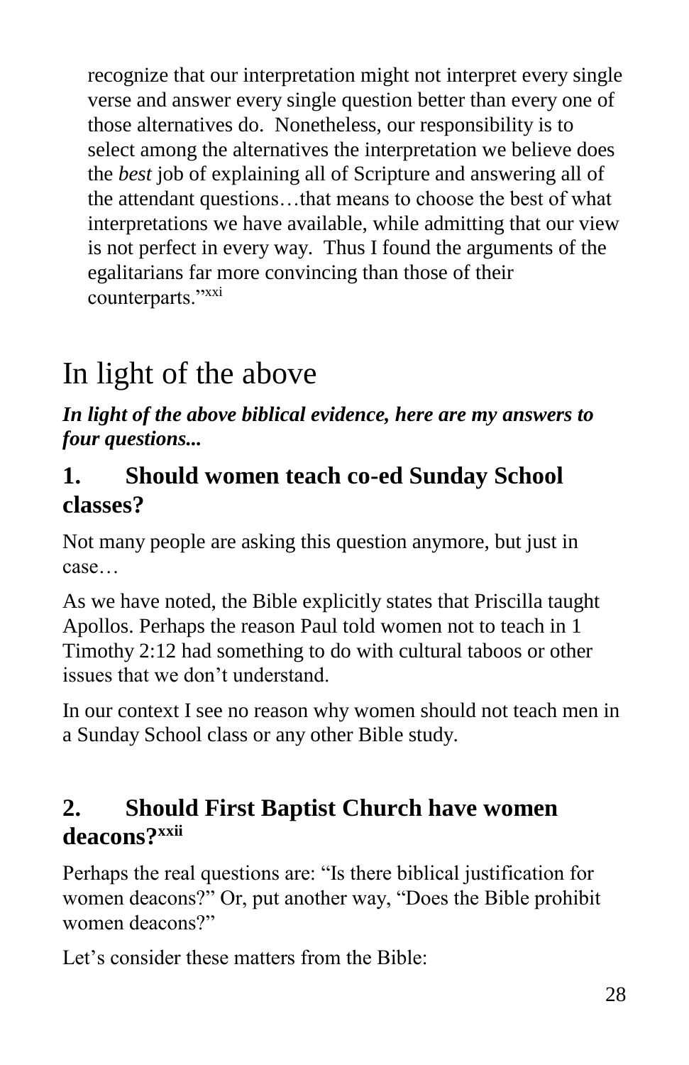recognize that our interpretation might not interpret every single verse and answer every single question better than every one of those alternatives do. Nonetheless, our responsibility is to select among the alternatives the interpretation we believe does the *best* job of explaining all of Scripture and answering all of the attendant questions…that means to choose the best of what interpretations we have available, while admitting that our view is not perfect in every way. Thus I found the arguments of the egalitarians far more convincing than those of their counterparts."[xxi]

# In light of the above

***In light of the above biblical evidence, here are my answers to four questions...***

## 1. Should women teach co-ed Sunday School classes?

Not many people are asking this question anymore, but just in case…

As we have noted, the Bible explicitly states that Priscilla taught Apollos. Perhaps the reason Paul told women not to teach in 1 Timothy 2:12 had something to do with cultural taboos or other issues that we don't understand.

In our context I see no reason why women should not teach men in a Sunday School class or any other Bible study.

## 2. Should First Baptist Church have women deacons?[xxii]

Perhaps the real questions are: "Is there biblical justification for women deacons?" Or, put another way, "Does the Bible prohibit women deacons?"

Let's consider these matters from the Bible: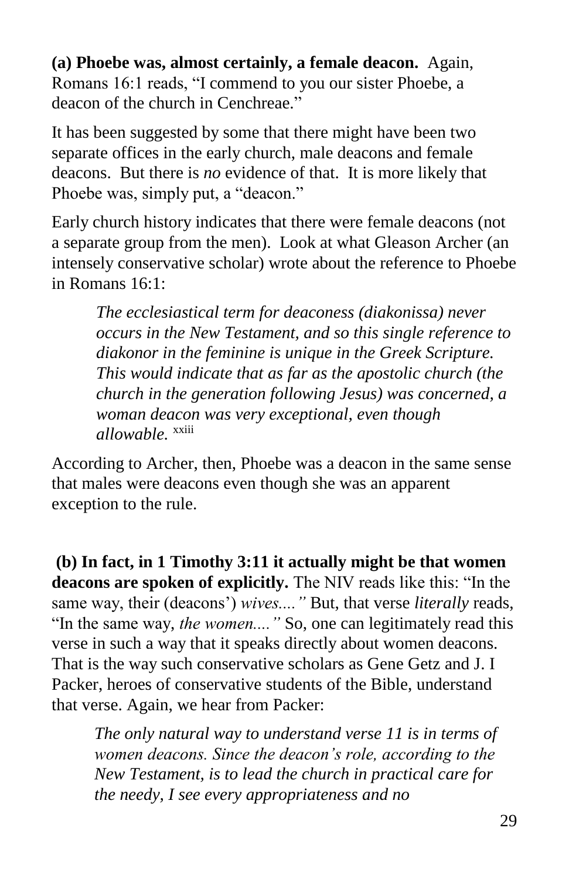**(a) Phoebe was, almost certainly, a female deacon.** Again, Romans 16:1 reads, "I commend to you our sister Phoebe, a deacon of the church in Cenchreae."

It has been suggested by some that there might have been two separate offices in the early church, male deacons and female deacons. But there is *no* evidence of that. It is more likely that Phoebe was, simply put, a "deacon."

Early church history indicates that there were female deacons (not a separate group from the men). Look at what Gleason Archer (an intensely conservative scholar) wrote about the reference to Phoebe in Romans 16:1:

> *The ecclesiastical term for deaconess (diakonissa) never occurs in the New Testament, and so this single reference to diakonor in the feminine is unique in the Greek Scripture. This would indicate that as far as the apostolic church (the church in the generation following Jesus) was concerned, a woman deacon was very exceptional, even though allowable.* [xxiii]

According to Archer, then, Phoebe was a deacon in the same sense that males were deacons even though she was an apparent exception to the rule.

**(b) In fact, in 1 Timothy 3:11 it actually might be that women deacons are spoken of explicitly.** The NIV reads like this: "In the same way, their (deacons') *wives...."* But, that verse *literally* reads, "In the same way, *the women...."* So, one can legitimately read this verse in such a way that it speaks directly about women deacons. That is the way such conservative scholars as Gene Getz and J. I Packer, heroes of conservative students of the Bible, understand that verse. Again, we hear from Packer:

> *The only natural way to understand verse 11 is in terms of women deacons. Since the deacon's role, according to the New Testament, is to lead the church in practical care for the needy, I see every appropriateness and no*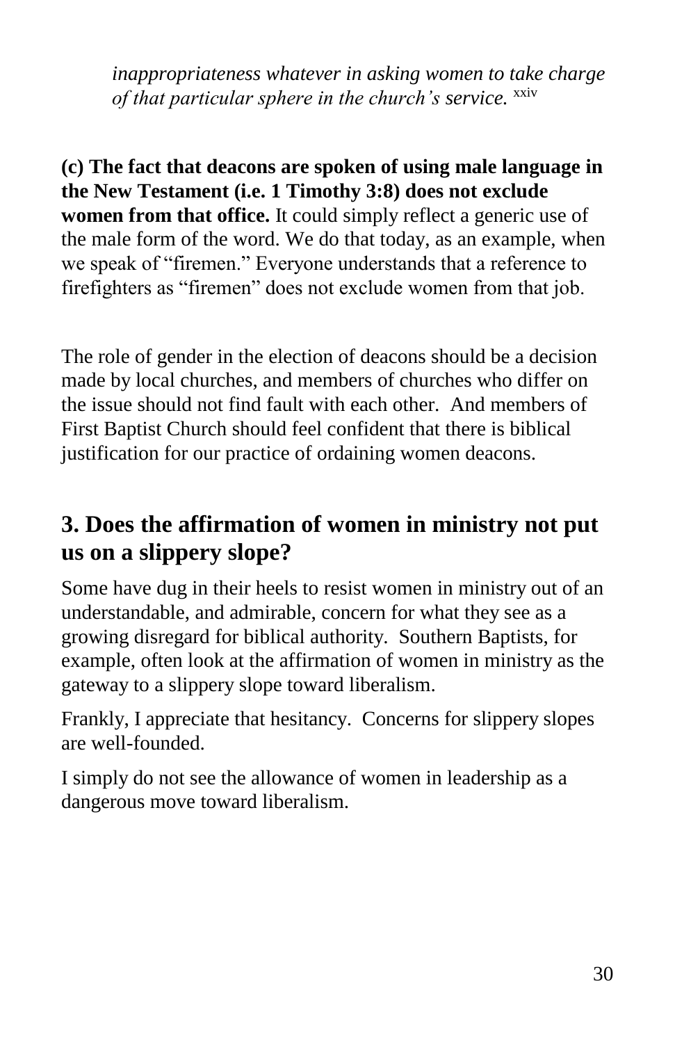> *inappropriateness whatever in asking women to take charge of that particular sphere in the church's service.* [xxiv]

**(c) The fact that deacons are spoken of using male language in the New Testament (i.e. 1 Timothy 3:8) does not exclude women from that office.** It could simply reflect a generic use of the male form of the word. We do that today, as an example, when we speak of "firemen." Everyone understands that a reference to firefighters as "firemen" does not exclude women from that job.

The role of gender in the election of deacons should be a decision made by local churches, and members of churches who differ on the issue should not find fault with each other. And members of First Baptist Church should feel confident that there is biblical justification for our practice of ordaining women deacons.

## 3. Does the affirmation of women in ministry not put us on a slippery slope?

Some have dug in their heels to resist women in ministry out of an understandable, and admirable, concern for what they see as a growing disregard for biblical authority. Southern Baptists, for example, often look at the affirmation of women in ministry as the gateway to a slippery slope toward liberalism.

Frankly, I appreciate that hesitancy. Concerns for slippery slopes are well-founded.

I simply do not see the allowance of women in leadership as a dangerous move toward liberalism.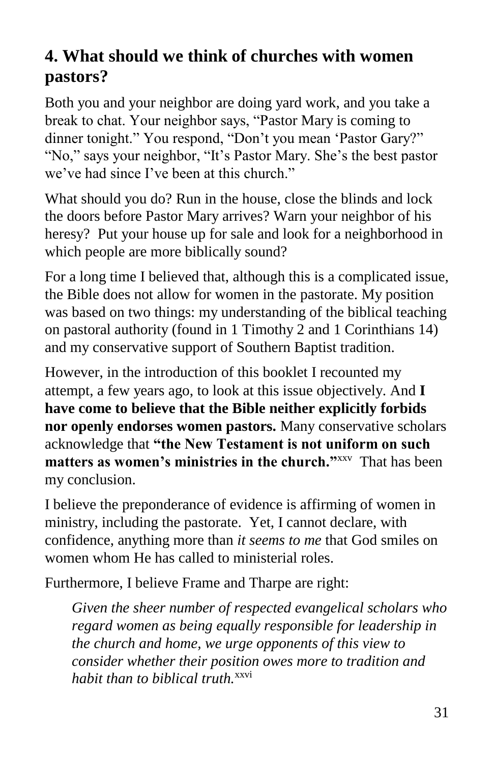## 4. What should we think of churches with women pastors?

Both you and your neighbor are doing yard work, and you take a break to chat. Your neighbor says, "Pastor Mary is coming to dinner tonight." You respond, "Don't you mean 'Pastor Gary?" "No," says your neighbor, "It's Pastor Mary. She's the best pastor we've had since I've been at this church."

What should you do? Run in the house, close the blinds and lock the doors before Pastor Mary arrives? Warn your neighbor of his heresy? Put your house up for sale and look for a neighborhood in which people are more biblically sound?

For a long time I believed that, although this is a complicated issue, the Bible does not allow for women in the pastorate. My position was based on two things: my understanding of the biblical teaching on pastoral authority (found in 1 Timothy 2 and 1 Corinthians 14) and my conservative support of Southern Baptist tradition.

However, in the introduction of this booklet I recounted my attempt, a few years ago, to look at this issue objectively. And **I have come to believe that the Bible neither explicitly forbids nor openly endorses women pastors.** Many conservative scholars acknowledge that **"the New Testament is not uniform on such matters as women's ministries in the church."**[xxv] That has been my conclusion.

I believe the preponderance of evidence is affirming of women in ministry, including the pastorate. Yet, I cannot declare, with confidence, anything more than *it seems to me* that God smiles on women whom He has called to ministerial roles.

Furthermore, I believe Frame and Tharpe are right:

> *Given the sheer number of respected evangelical scholars who regard women as being equally responsible for leadership in the church and home, we urge opponents of this view to consider whether their position owes more to tradition and habit than to biblical truth.*[xxvi]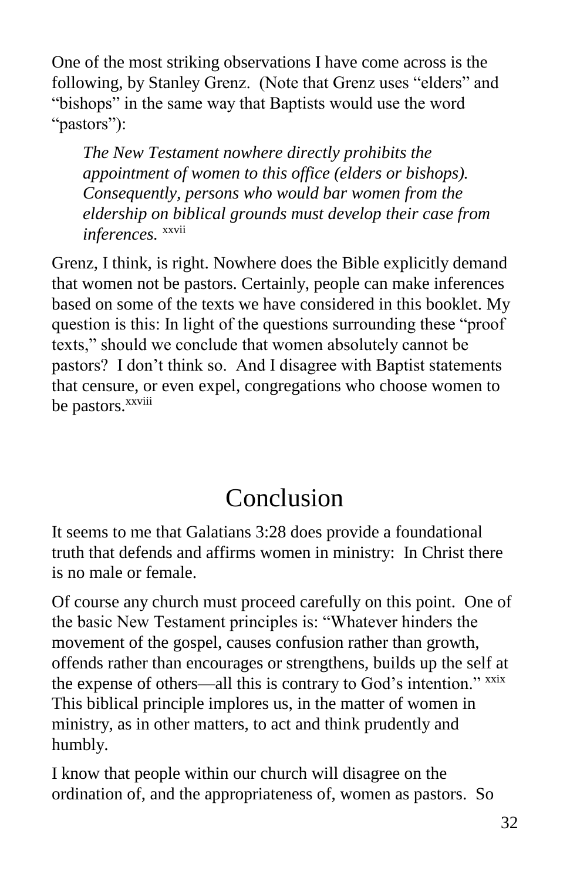One of the most striking observations I have come across is the following, by Stanley Grenz. (Note that Grenz uses "elders" and "bishops" in the same way that Baptists would use the word "pastors"):

> *The New Testament nowhere directly prohibits the appointment of women to this office (elders or bishops). Consequently, persons who would bar women from the eldership on biblical grounds must develop their case from inferences.* [xxvii]

Grenz, I think, is right. Nowhere does the Bible explicitly demand that women not be pastors. Certainly, people can make inferences based on some of the texts we have considered in this booklet. My question is this: In light of the questions surrounding these "proof texts," should we conclude that women absolutely cannot be pastors? I don't think so. And I disagree with Baptist statements that censure, or even expel, congregations who choose women to be pastors.[xxviii]

# Conclusion

It seems to me that Galatians 3:28 does provide a foundational truth that defends and affirms women in ministry: In Christ there is no male or female.

Of course any church must proceed carefully on this point. One of the basic New Testament principles is: "Whatever hinders the movement of the gospel, causes confusion rather than growth, offends rather than encourages or strengthens, builds up the self at the expense of others—all this is contrary to God's intention." [xxix] This biblical principle implores us, in the matter of women in ministry, as in other matters, to act and think prudently and humbly.

I know that people within our church will disagree on the ordination of, and the appropriateness of, women as pastors. So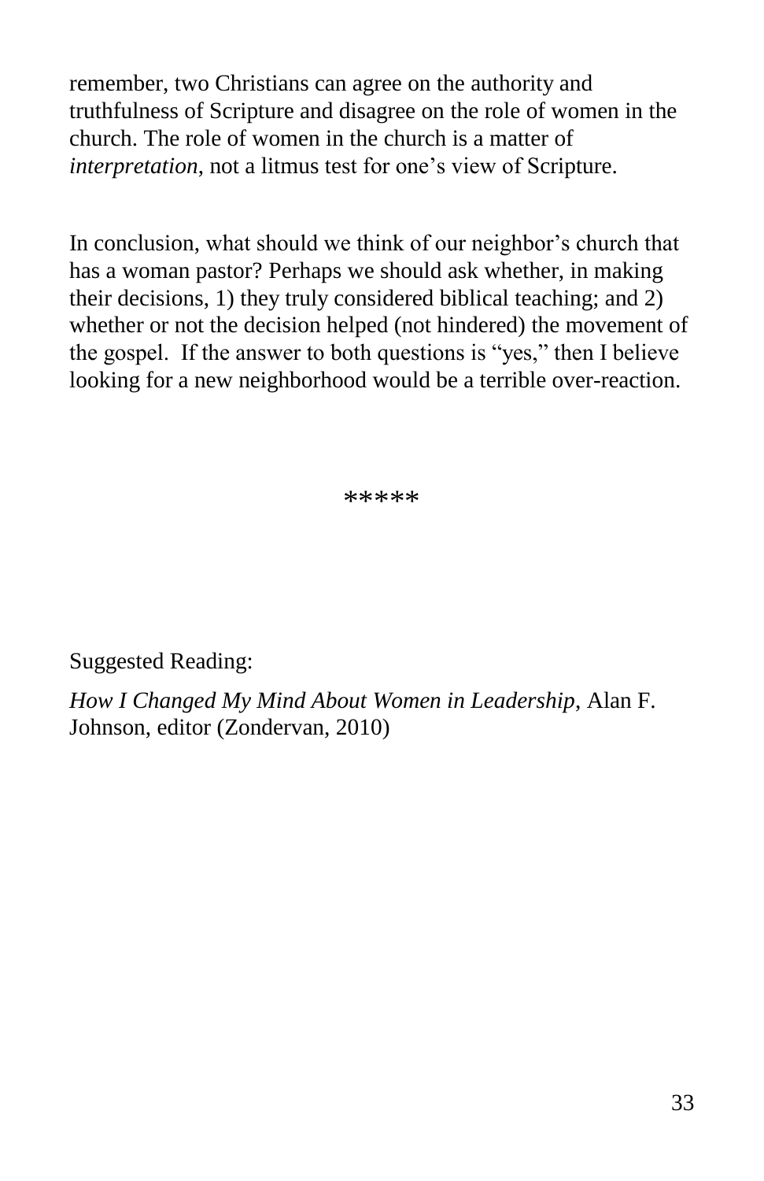remember, two Christians can agree on the authority and truthfulness of Scripture and disagree on the role of women in the church. The role of women in the church is a matter of *interpretation*, not a litmus test for one's view of Scripture.

In conclusion, what should we think of our neighbor's church that has a woman pastor? Perhaps we should ask whether, in making their decisions, 1) they truly considered biblical teaching; and 2) whether or not the decision helped (not hindered) the movement of the gospel. If the answer to both questions is "yes," then I believe looking for a new neighborhood would be a terrible over-reaction.

*****

Suggested Reading:

*How I Changed My Mind About Women in Leadership*, Alan F. Johnson, editor (Zondervan, 2010)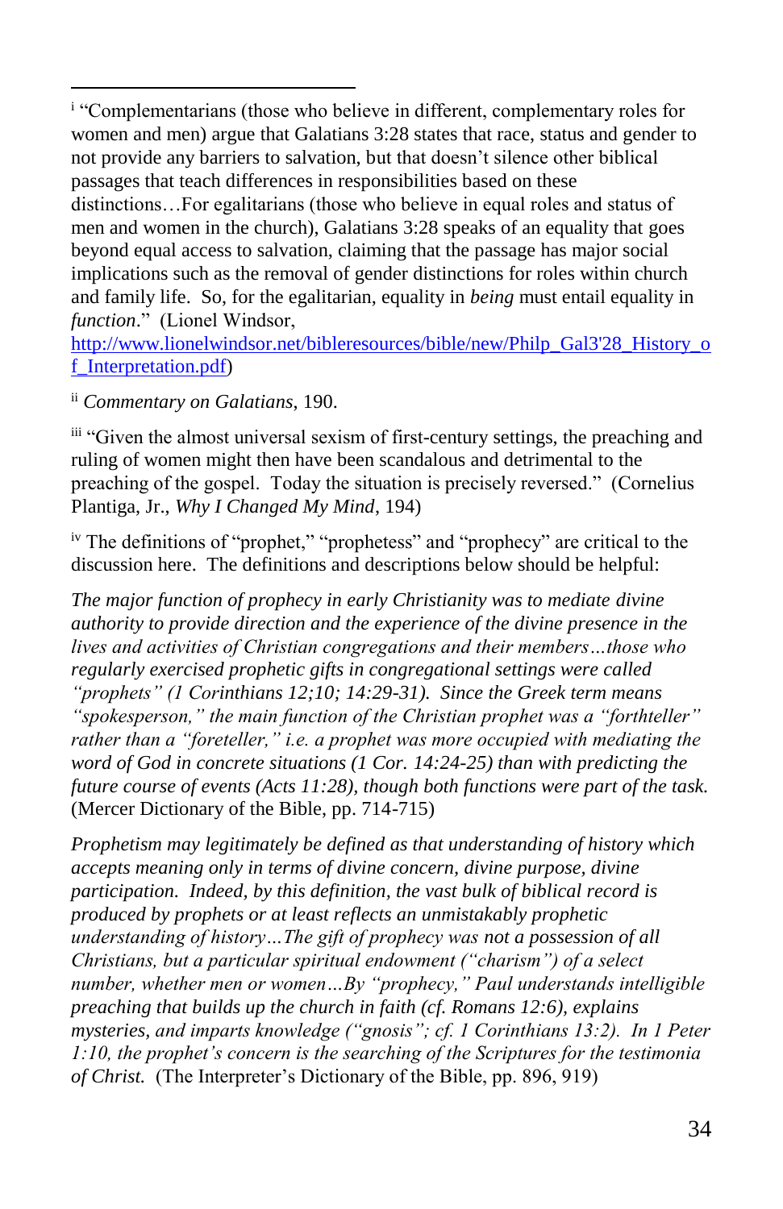[i] "Complementarians (those who believe in different, complementary roles for women and men) argue that Galatians 3:28 states that race, status and gender to not provide any barriers to salvation, but that doesn't silence other biblical passages that teach differences in responsibilities based on these distinctions…For egalitarians (those who believe in equal roles and status of men and women in the church), Galatians 3:28 speaks of an equality that goes beyond equal access to salvation, claiming that the passage has major social implications such as the removal of gender distinctions for roles within church and family life. So, for the egalitarian, equality in *being* must entail equality in *function*." (Lionel Windsor, http://www.lionelwindsor.net/bibleresources/bible/new/Philp_Gal3'28_History_of_Interpretation.pdf)

[ii] *Commentary on Galatians*, 190.

[iii] "Given the almost universal sexism of first-century settings, the preaching and ruling of women might then have been scandalous and detrimental to the preaching of the gospel. Today the situation is precisely reversed." (Cornelius Plantiga, Jr., *Why I Changed My Mind*, 194)

[iv] The definitions of "prophet," "prophetess" and "prophecy" are critical to the discussion here. The definitions and descriptions below should be helpful:

*The major function of prophecy in early Christianity was to mediate divine authority to provide direction and the experience of the divine presence in the lives and activities of Christian congregations and their members…those who regularly exercised prophetic gifts in congregational settings were called "prophets" (1 Corinthians 12;10; 14:29-31). Since the Greek term means "spokesperson," the main function of the Christian prophet was a "forthteller" rather than a "foreteller," i.e. a prophet was more occupied with mediating the word of God in concrete situations (1 Cor. 14:24-25) than with predicting the future course of events (Acts 11:28), though both functions were part of the task.* (Mercer Dictionary of the Bible, pp. 714-715)

*Prophetism may legitimately be defined as that understanding of history which accepts meaning only in terms of divine concern, divine purpose, divine participation. Indeed, by this definition, the vast bulk of biblical record is produced by prophets or at least reflects an unmistakably prophetic understanding of history…The gift of prophecy was not a possession of all Christians, but a particular spiritual endowment ("charism") of a select number, whether men or women…By "prophecy," Paul understands intelligible preaching that builds up the church in faith (cf. Romans 12:6), explains mysteries, and imparts knowledge ("gnosis"; cf. 1 Corinthians 13:2). In 1 Peter 1:10, the prophet's concern is the searching of the Scriptures for the testimonia of Christ.* (The Interpreter's Dictionary of the Bible, pp. 896, 919)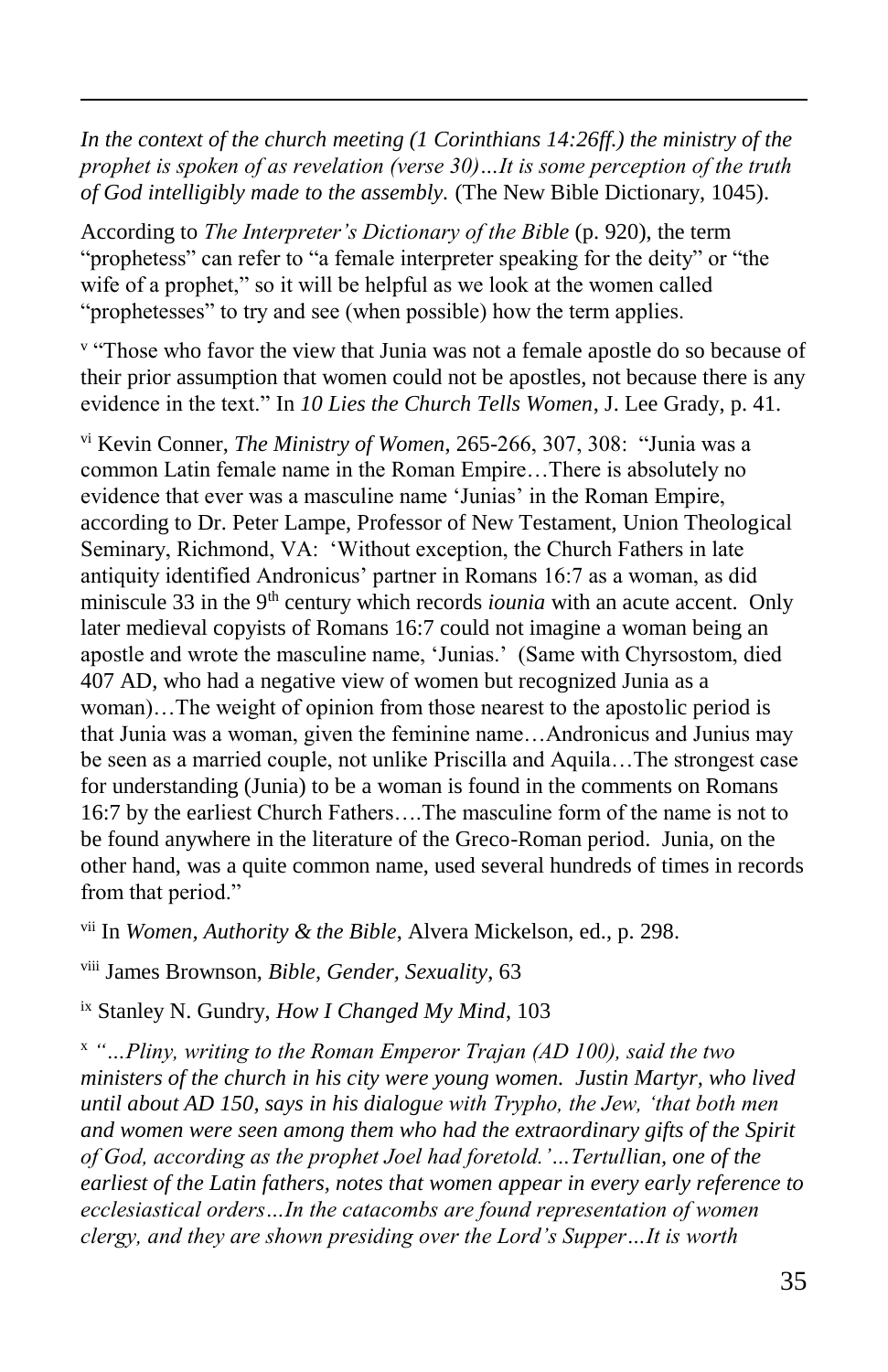*In the context of the church meeting (1 Corinthians 14:26ff.) the ministry of the prophet is spoken of as revelation (verse 30)…It is some perception of the truth of God intelligibly made to the assembly.* (The New Bible Dictionary, 1045).

According to *The Interpreter's Dictionary of the Bible* (p. 920), the term "prophetess" can refer to "a female interpreter speaking for the deity" or "the wife of a prophet," so it will be helpful as we look at the women called "prophetesses" to try and see (when possible) how the term applies.

[v] "Those who favor the view that Junia was not a female apostle do so because of their prior assumption that women could not be apostles, not because there is any evidence in the text." In *10 Lies the Church Tells Women*, J. Lee Grady, p. 41.

[vi] Kevin Conner, *The Ministry of Women*, 265-266, 307, 308: "Junia was a common Latin female name in the Roman Empire…There is absolutely no evidence that ever was a masculine name 'Junias' in the Roman Empire, according to Dr. Peter Lampe, Professor of New Testament, Union Theological Seminary, Richmond, VA: 'Without exception, the Church Fathers in late antiquity identified Andronicus' partner in Romans 16:7 as a woman, as did miniscule 33 in the 9th century which records *iounia* with an acute accent. Only later medieval copyists of Romans 16:7 could not imagine a woman being an apostle and wrote the masculine name, 'Junias.' (Same with Chyrsostom, died 407 AD, who had a negative view of women but recognized Junia as a woman)…The weight of opinion from those nearest to the apostolic period is that Junia was a woman, given the feminine name…Andronicus and Junius may be seen as a married couple, not unlike Priscilla and Aquila…The strongest case for understanding (Junia) to be a woman is found in the comments on Romans 16:7 by the earliest Church Fathers….The masculine form of the name is not to be found anywhere in the literature of the Greco-Roman period. Junia, on the other hand, was a quite common name, used several hundreds of times in records from that period."

[vii] In *Women, Authority & the Bible*, Alvera Mickelson, ed., p. 298.

[viii] James Brownson, *Bible, Gender, Sexuality*, 63

[ix] Stanley N. Gundry, *How I Changed My Mind*, 103

[x] *"…Pliny, writing to the Roman Emperor Trajan (AD 100), said the two ministers of the church in his city were young women. Justin Martyr, who lived until about AD 150, says in his dialogue with Trypho, the Jew, 'that both men and women were seen among them who had the extraordinary gifts of the Spirit of God, according as the prophet Joel had foretold.'…Tertullian, one of the earliest of the Latin fathers, notes that women appear in every early reference to ecclesiastical orders…In the catacombs are found representation of women clergy, and they are shown presiding over the Lord's Supper…It is worth*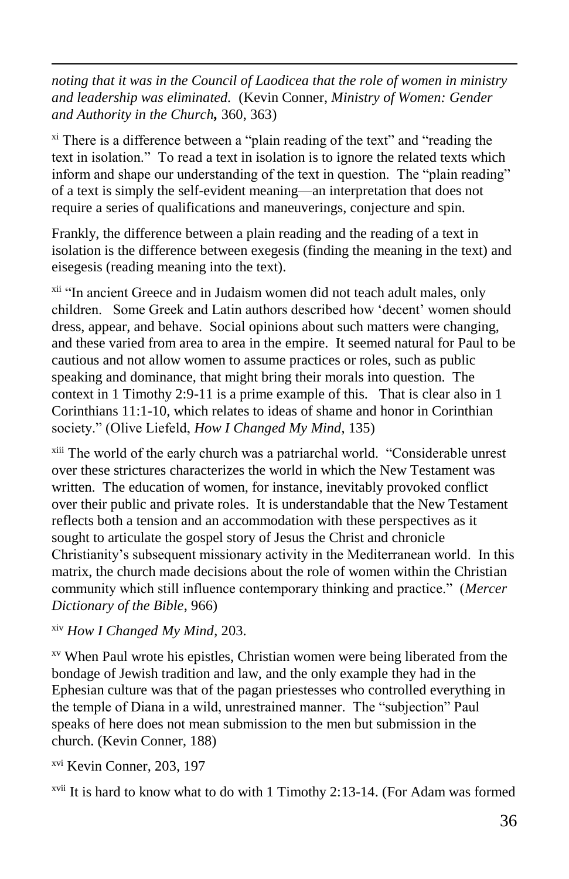*noting that it was in the Council of Laodicea that the role of women in ministry and leadership was eliminated.* (Kevin Conner, *Ministry of Women: Gender and Authority in the Church,* 360, 363)

[xi] There is a difference between a "plain reading of the text" and "reading the text in isolation." To read a text in isolation is to ignore the related texts which inform and shape our understanding of the text in question. The "plain reading" of a text is simply the self-evident meaning—an interpretation that does not require a series of qualifications and maneuverings, conjecture and spin.

Frankly, the difference between a plain reading and the reading of a text in isolation is the difference between exegesis (finding the meaning in the text) and eisegesis (reading meaning into the text).

[xii] "In ancient Greece and in Judaism women did not teach adult males, only children. Some Greek and Latin authors described how 'decent' women should dress, appear, and behave. Social opinions about such matters were changing, and these varied from area to area in the empire. It seemed natural for Paul to be cautious and not allow women to assume practices or roles, such as public speaking and dominance, that might bring their morals into question. The context in 1 Timothy 2:9-11 is a prime example of this. That is clear also in 1 Corinthians 11:1-10, which relates to ideas of shame and honor in Corinthian society." (Olive Liefeld, *How I Changed My Mind*, 135)

[xiii] The world of the early church was a patriarchal world. "Considerable unrest over these strictures characterizes the world in which the New Testament was written. The education of women, for instance, inevitably provoked conflict over their public and private roles. It is understandable that the New Testament reflects both a tension and an accommodation with these perspectives as it sought to articulate the gospel story of Jesus the Christ and chronicle Christianity's subsequent missionary activity in the Mediterranean world. In this matrix, the church made decisions about the role of women within the Christian community which still influence contemporary thinking and practice." (*Mercer Dictionary of the Bible*, 966)

[xiv] *How I Changed My Mind*, 203.

[xv] When Paul wrote his epistles, Christian women were being liberated from the bondage of Jewish tradition and law, and the only example they had in the Ephesian culture was that of the pagan priestesses who controlled everything in the temple of Diana in a wild, unrestrained manner. The "subjection" Paul speaks of here does not mean submission to the men but submission in the church. (Kevin Conner, 188)

[xvi] Kevin Conner, 203, 197

[xvii] It is hard to know what to do with 1 Timothy 2:13-14. (For Adam was formed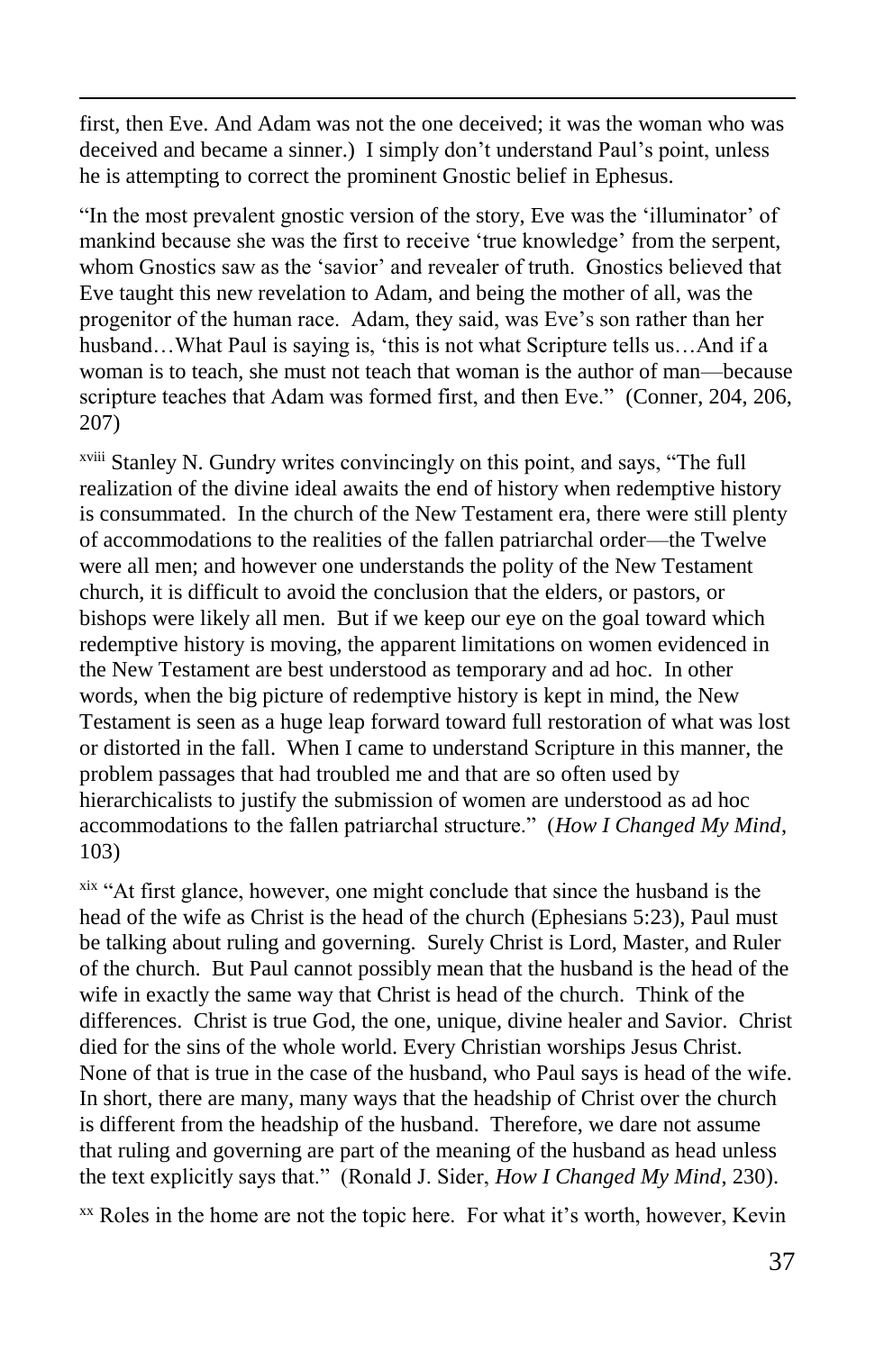first, then Eve. And Adam was not the one deceived; it was the woman who was deceived and became a sinner.) I simply don't understand Paul's point, unless he is attempting to correct the prominent Gnostic belief in Ephesus.

"In the most prevalent gnostic version of the story, Eve was the 'illuminator' of mankind because she was the first to receive 'true knowledge' from the serpent, whom Gnostics saw as the 'savior' and revealer of truth. Gnostics believed that Eve taught this new revelation to Adam, and being the mother of all, was the progenitor of the human race. Adam, they said, was Eve's son rather than her husband…What Paul is saying is, 'this is not what Scripture tells us…And if a woman is to teach, she must not teach that woman is the author of man—because scripture teaches that Adam was formed first, and then Eve." (Conner, 204, 206, 207)

[xviii] Stanley N. Gundry writes convincingly on this point, and says, "The full realization of the divine ideal awaits the end of history when redemptive history is consummated. In the church of the New Testament era, there were still plenty of accommodations to the realities of the fallen patriarchal order—the Twelve were all men; and however one understands the polity of the New Testament church, it is difficult to avoid the conclusion that the elders, or pastors, or bishops were likely all men. But if we keep our eye on the goal toward which redemptive history is moving, the apparent limitations on women evidenced in the New Testament are best understood as temporary and ad hoc. In other words, when the big picture of redemptive history is kept in mind, the New Testament is seen as a huge leap forward toward full restoration of what was lost or distorted in the fall. When I came to understand Scripture in this manner, the problem passages that had troubled me and that are so often used by hierarchicalists to justify the submission of women are understood as ad hoc accommodations to the fallen patriarchal structure." (*How I Changed My Mind*, 103)

[xix] "At first glance, however, one might conclude that since the husband is the head of the wife as Christ is the head of the church (Ephesians 5:23), Paul must be talking about ruling and governing. Surely Christ is Lord, Master, and Ruler of the church. But Paul cannot possibly mean that the husband is the head of the wife in exactly the same way that Christ is head of the church. Think of the differences. Christ is true God, the one, unique, divine healer and Savior. Christ died for the sins of the whole world. Every Christian worships Jesus Christ. None of that is true in the case of the husband, who Paul says is head of the wife. In short, there are many, many ways that the headship of Christ over the church is different from the headship of the husband. Therefore, we dare not assume that ruling and governing are part of the meaning of the husband as head unless the text explicitly says that." (Ronald J. Sider, *How I Changed My Mind*, 230).

[xx] Roles in the home are not the topic here. For what it's worth, however, Kevin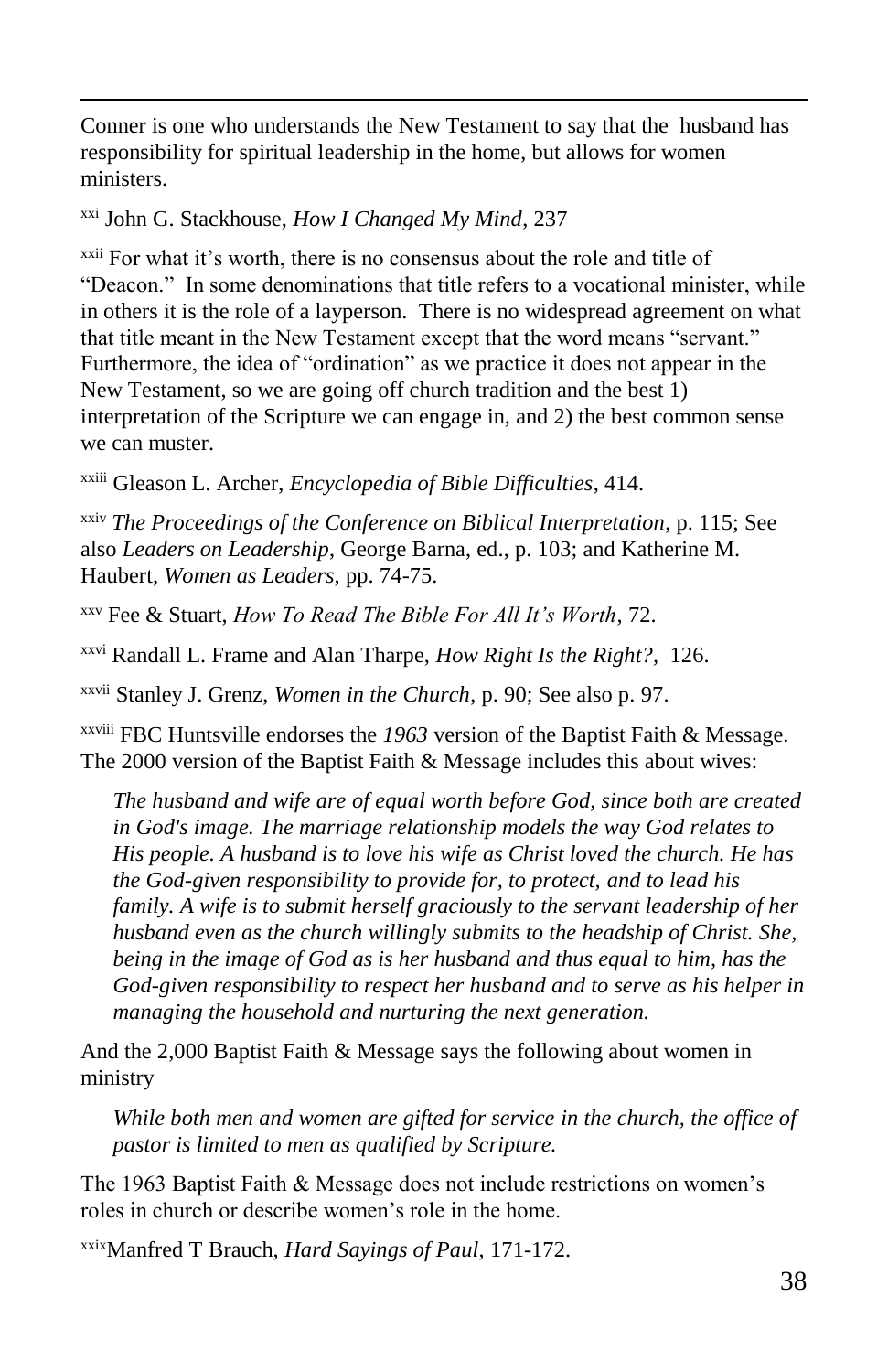Conner is one who understands the New Testament to say that the husband has responsibility for spiritual leadership in the home, but allows for women ministers.

[xxi] John G. Stackhouse, *How I Changed My Mind*, 237

[xxii] For what it's worth, there is no consensus about the role and title of "Deacon." In some denominations that title refers to a vocational minister, while in others it is the role of a layperson. There is no widespread agreement on what that title meant in the New Testament except that the word means "servant." Furthermore, the idea of "ordination" as we practice it does not appear in the New Testament, so we are going off church tradition and the best 1) interpretation of the Scripture we can engage in, and 2) the best common sense we can muster.

[xxiii] Gleason L. Archer, *Encyclopedia of Bible Difficulties*, 414.

[xxiv] *The Proceedings of the Conference on Biblical Interpretation*, p. 115; See also *Leaders on Leadership*, George Barna, ed., p. 103; and Katherine M. Haubert, *Women as Leaders*, pp. 74-75.

[xxv] Fee & Stuart, *How To Read The Bible For All It's Worth*, 72.

[xxvi] Randall L. Frame and Alan Tharpe, *How Right Is the Right?*, 126.

[xxvii] Stanley J. Grenz, *Women in the Church*, p. 90; See also p. 97.

[xxviii] FBC Huntsville endorses the *1963* version of the Baptist Faith & Message. The 2000 version of the Baptist Faith & Message includes this about wives:

> *The husband and wife are of equal worth before God, since both are created in God's image. The marriage relationship models the way God relates to His people. A husband is to love his wife as Christ loved the church. He has the God-given responsibility to provide for, to protect, and to lead his family. A wife is to submit herself graciously to the servant leadership of her husband even as the church willingly submits to the headship of Christ. She, being in the image of God as is her husband and thus equal to him, has the God-given responsibility to respect her husband and to serve as his helper in managing the household and nurturing the next generation.*

And the 2,000 Baptist Faith & Message says the following about women in ministry

> *While both men and women are gifted for service in the church, the office of pastor is limited to men as qualified by Scripture.*

The 1963 Baptist Faith & Message does not include restrictions on women's roles in church or describe women's role in the home.

[xxix] Manfred T Brauch, *Hard Sayings of Paul*, 171-172.